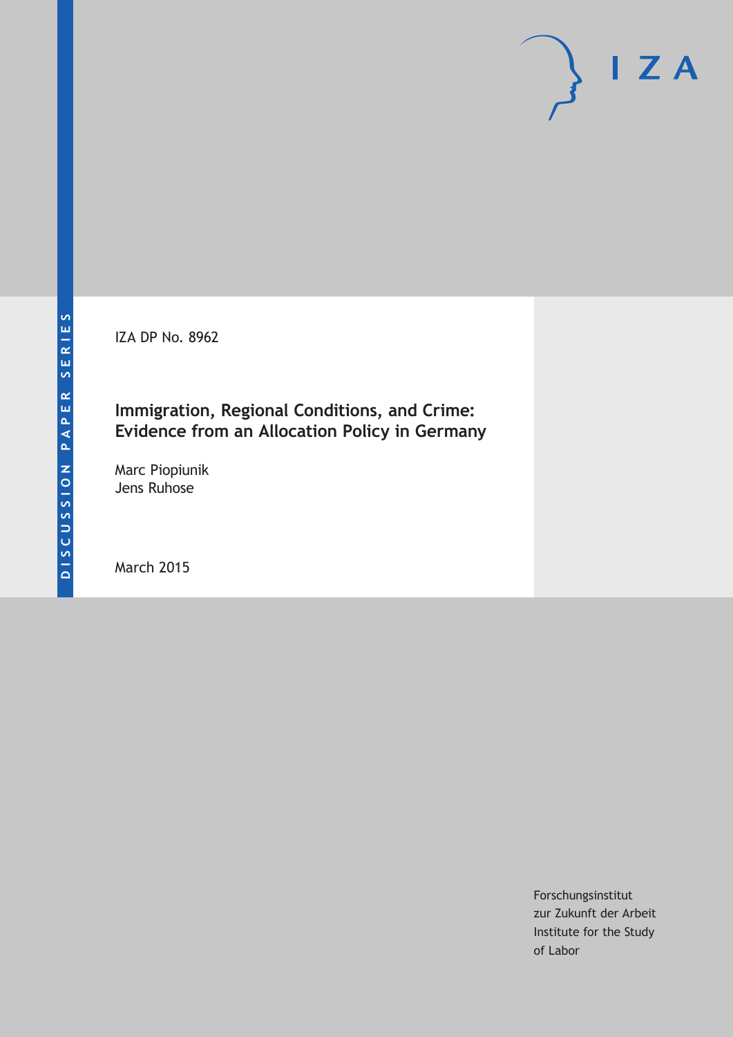DISCUSSION PAPER SERIES

IZA

IZA DP No. 8962

# Immigration, Regional Conditions, and Crime: Evidence from an Allocation Policy in Germany

Marc Piopiunik
Jens Ruhose

March 2015

Forschungsinstitut
zur Zukunft der Arbeit
Institute for the Study
of Labor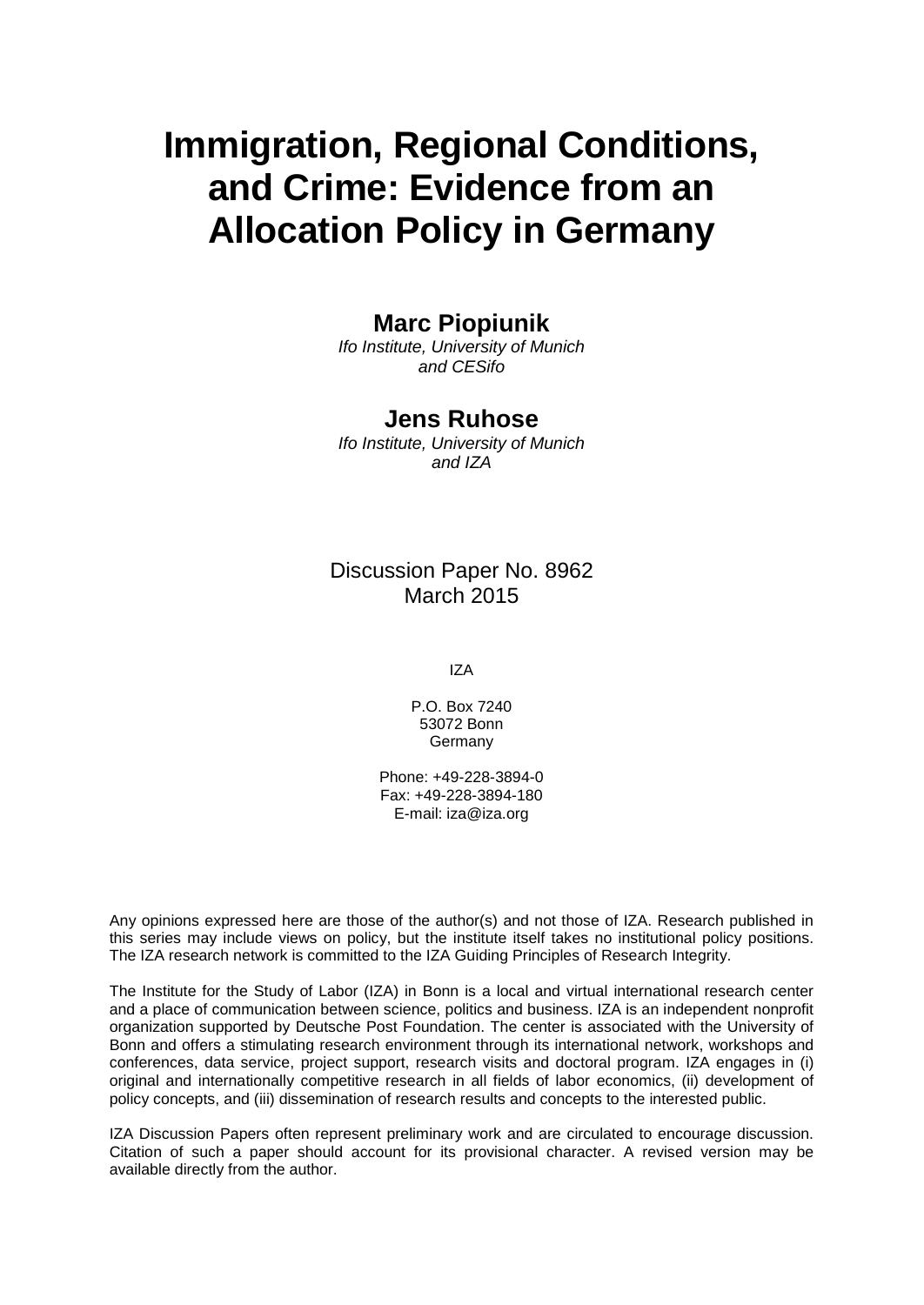# Immigration, Regional Conditions, and Crime: Evidence from an Allocation Policy in Germany

**Marc Piopiunik**

*Ifo Institute, University of Munich and CESifo*

**Jens Ruhose**

*Ifo Institute, University of Munich and IZA*

Discussion Paper No. 8962
March 2015

IZA

P.O. Box 7240
53072 Bonn
Germany

Phone: +49-228-3894-0
Fax: +49-228-3894-180
E-mail: iza@iza.org

Any opinions expressed here are those of the author(s) and not those of IZA. Research published in this series may include views on policy, but the institute itself takes no institutional policy positions. The IZA research network is committed to the IZA Guiding Principles of Research Integrity.

The Institute for the Study of Labor (IZA) in Bonn is a local and virtual international research center and a place of communication between science, politics and business. IZA is an independent nonprofit organization supported by Deutsche Post Foundation. The center is associated with the University of Bonn and offers a stimulating research environment through its international network, workshops and conferences, data service, project support, research visits and doctoral program. IZA engages in (i) original and internationally competitive research in all fields of labor economics, (ii) development of policy concepts, and (iii) dissemination of research results and concepts to the interested public.

IZA Discussion Papers often represent preliminary work and are circulated to encourage discussion. Citation of such a paper should account for its provisional character. A revised version may be available directly from the author.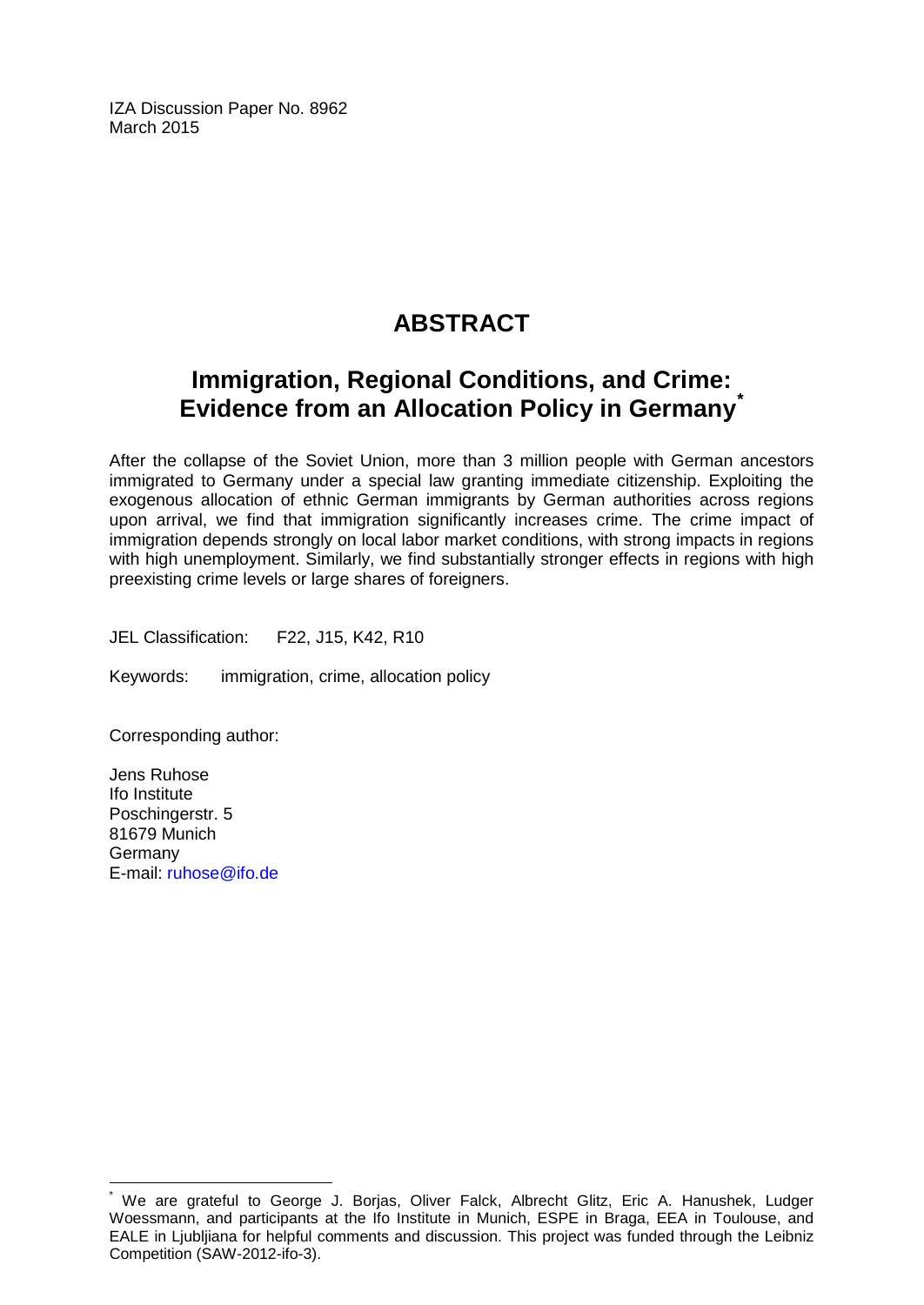IZA Discussion Paper No. 8962
March 2015

# ABSTRACT

## Immigration, Regional Conditions, and Crime: Evidence from an Allocation Policy in Germany*

After the collapse of the Soviet Union, more than 3 million people with German ancestors immigrated to Germany under a special law granting immediate citizenship. Exploiting the exogenous allocation of ethnic German immigrants by German authorities across regions upon arrival, we find that immigration significantly increases crime. The crime impact of immigration depends strongly on local labor market conditions, with strong impacts in regions with high unemployment. Similarly, we find substantially stronger effects in regions with high preexisting crime levels or large shares of foreigners.

JEL Classification: F22, J15, K42, R10

Keywords: immigration, crime, allocation policy

Corresponding author:

Jens Ruhose
Ifo Institute
Poschingerstr. 5
81679 Munich
Germany
E-mail: ruhose@ifo.de

---

* We are grateful to George J. Borjas, Oliver Falck, Albrecht Glitz, Eric A. Hanushek, Ludger Woessmann, and participants at the Ifo Institute in Munich, ESPE in Braga, EEA in Toulouse, and EALE in Ljubljiana for helpful comments and discussion. This project was funded through the Leibniz Competition (SAW-2012-ifo-3).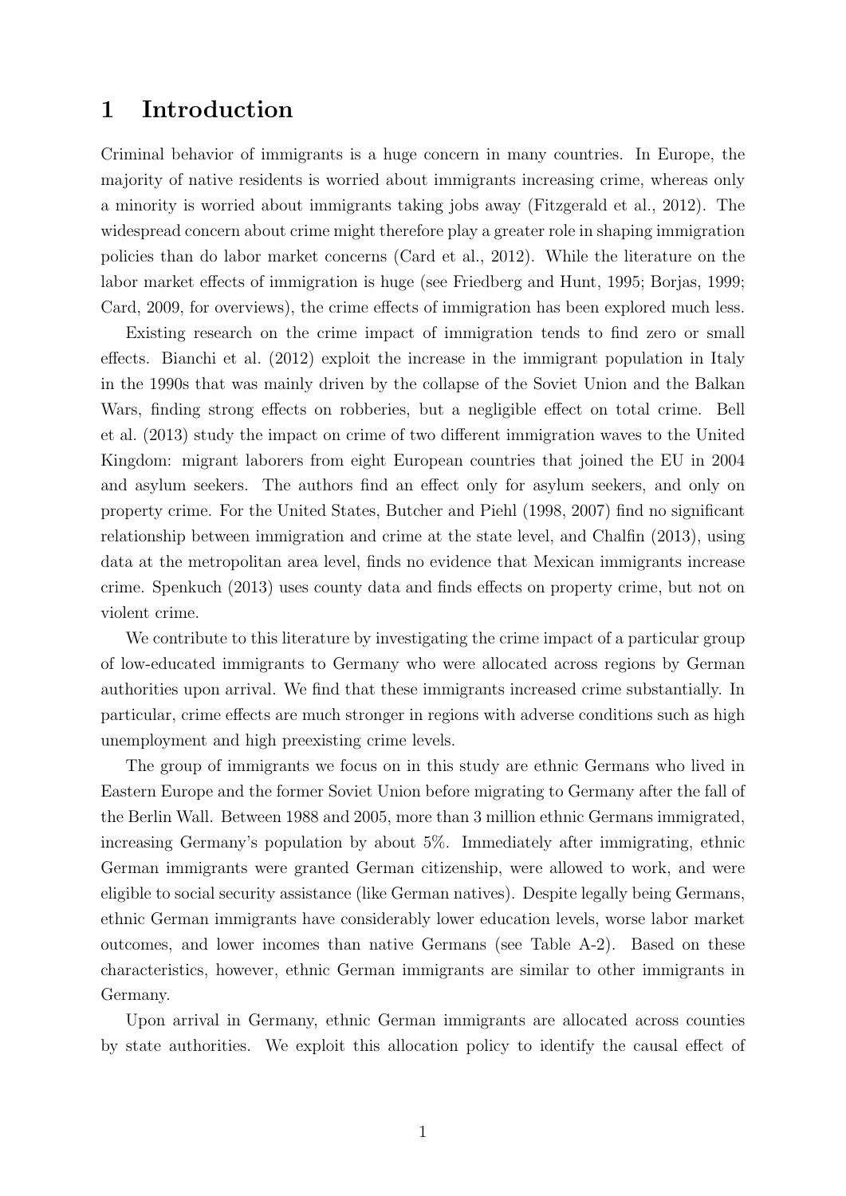# 1 Introduction

Criminal behavior of immigrants is a huge concern in many countries. In Europe, the majority of native residents is worried about immigrants increasing crime, whereas only a minority is worried about immigrants taking jobs away (Fitzgerald et al., 2012). The widespread concern about crime might therefore play a greater role in shaping immigration policies than do labor market concerns (Card et al., 2012). While the literature on the labor market effects of immigration is huge (see Friedberg and Hunt, 1995; Borjas, 1999; Card, 2009, for overviews), the crime effects of immigration has been explored much less.

Existing research on the crime impact of immigration tends to find zero or small effects. Bianchi et al. (2012) exploit the increase in the immigrant population in Italy in the 1990s that was mainly driven by the collapse of the Soviet Union and the Balkan Wars, finding strong effects on robberies, but a negligible effect on total crime. Bell et al. (2013) study the impact on crime of two different immigration waves to the United Kingdom: migrant laborers from eight European countries that joined the EU in 2004 and asylum seekers. The authors find an effect only for asylum seekers, and only on property crime. For the United States, Butcher and Piehl (1998, 2007) find no significant relationship between immigration and crime at the state level, and Chalfin (2013), using data at the metropolitan area level, finds no evidence that Mexican immigrants increase crime. Spenkuch (2013) uses county data and finds effects on property crime, but not on violent crime.

We contribute to this literature by investigating the crime impact of a particular group of low-educated immigrants to Germany who were allocated across regions by German authorities upon arrival. We find that these immigrants increased crime substantially. In particular, crime effects are much stronger in regions with adverse conditions such as high unemployment and high preexisting crime levels.

The group of immigrants we focus on in this study are ethnic Germans who lived in Eastern Europe and the former Soviet Union before migrating to Germany after the fall of the Berlin Wall. Between 1988 and 2005, more than 3 million ethnic Germans immigrated, increasing Germany's population by about 5%. Immediately after immigrating, ethnic German immigrants were granted German citizenship, were allowed to work, and were eligible to social security assistance (like German natives). Despite legally being Germans, ethnic German immigrants have considerably lower education levels, worse labor market outcomes, and lower incomes than native Germans (see Table A-2). Based on these characteristics, however, ethnic German immigrants are similar to other immigrants in Germany.

Upon arrival in Germany, ethnic German immigrants are allocated across counties by state authorities. We exploit this allocation policy to identify the causal effect of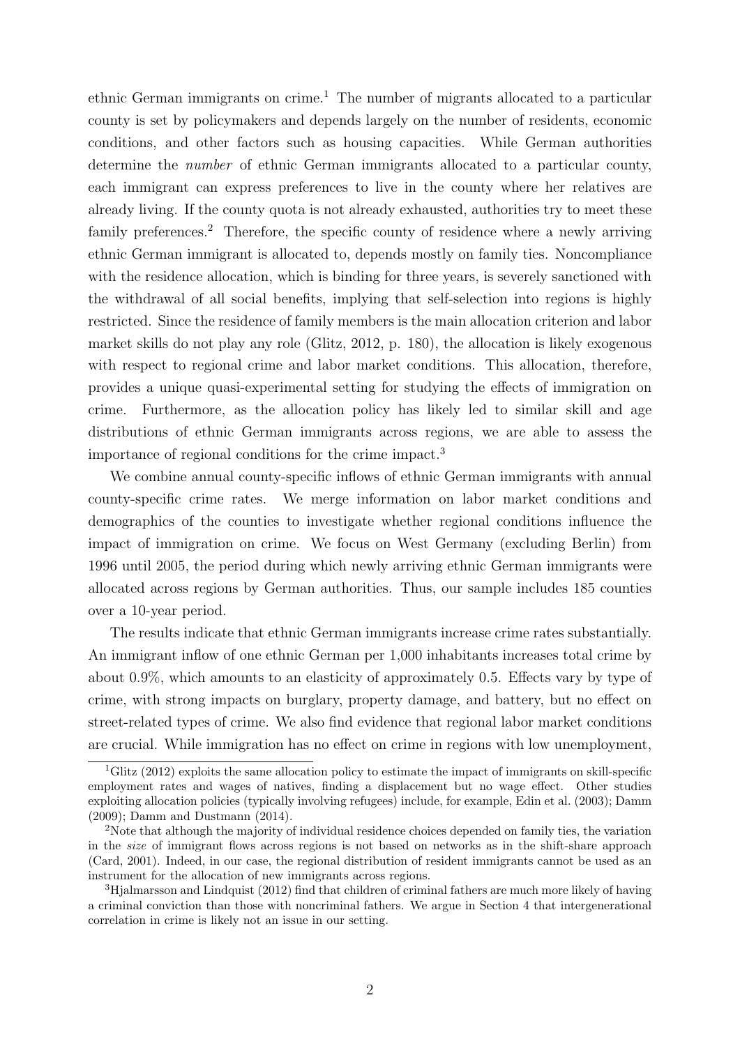ethnic German immigrants on crime.[1] The number of migrants allocated to a particular county is set by policymakers and depends largely on the number of residents, economic conditions, and other factors such as housing capacities. While German authorities determine the *number* of ethnic German immigrants allocated to a particular county, each immigrant can express preferences to live in the county where her relatives are already living. If the county quota is not already exhausted, authorities try to meet these family preferences.[2] Therefore, the specific county of residence where a newly arriving ethnic German immigrant is allocated to, depends mostly on family ties. Noncompliance with the residence allocation, which is binding for three years, is severely sanctioned with the withdrawal of all social benefits, implying that self-selection into regions is highly restricted. Since the residence of family members is the main allocation criterion and labor market skills do not play any role (Glitz, 2012, p. 180), the allocation is likely exogenous with respect to regional crime and labor market conditions. This allocation, therefore, provides a unique quasi-experimental setting for studying the effects of immigration on crime. Furthermore, as the allocation policy has likely led to similar skill and age distributions of ethnic German immigrants across regions, we are able to assess the importance of regional conditions for the crime impact.[3]

We combine annual county-specific inflows of ethnic German immigrants with annual county-specific crime rates. We merge information on labor market conditions and demographics of the counties to investigate whether regional conditions influence the impact of immigration on crime. We focus on West Germany (excluding Berlin) from 1996 until 2005, the period during which newly arriving ethnic German immigrants were allocated across regions by German authorities. Thus, our sample includes 185 counties over a 10-year period.

The results indicate that ethnic German immigrants increase crime rates substantially. An immigrant inflow of one ethnic German per 1,000 inhabitants increases total crime by about 0.9%, which amounts to an elasticity of approximately 0.5. Effects vary by type of crime, with strong impacts on burglary, property damage, and battery, but no effect on street-related types of crime. We also find evidence that regional labor market conditions are crucial. While immigration has no effect on crime in regions with low unemployment,

[1] Glitz (2012) exploits the same allocation policy to estimate the impact of immigrants on skill-specific employment rates and wages of natives, finding a displacement but no wage effect. Other studies exploiting allocation policies (typically involving refugees) include, for example, Edin et al. (2003); Damm (2009); Damm and Dustmann (2014).

[2] Note that although the majority of individual residence choices depended on family ties, the variation in the *size* of immigrant flows across regions is not based on networks as in the shift-share approach (Card, 2001). Indeed, in our case, the regional distribution of resident immigrants cannot be used as an instrument for the allocation of new immigrants across regions.

[3] Hjalmarsson and Lindquist (2012) find that children of criminal fathers are much more likely of having a criminal conviction than those with noncriminal fathers. We argue in Section 4 that intergenerational correlation in crime is likely not an issue in our setting.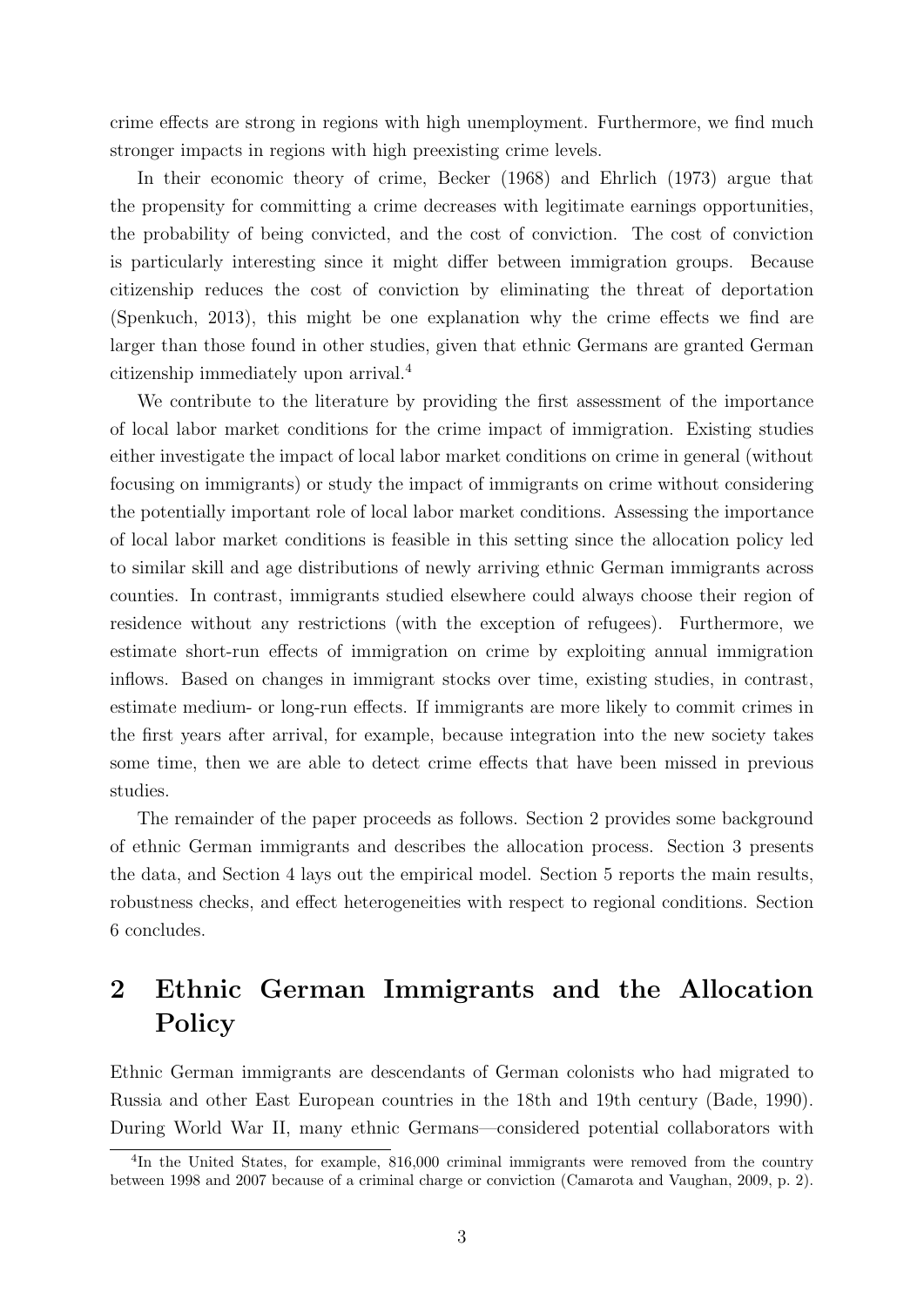crime effects are strong in regions with high unemployment. Furthermore, we find much stronger impacts in regions with high preexisting crime levels.

In their economic theory of crime, Becker (1968) and Ehrlich (1973) argue that the propensity for committing a crime decreases with legitimate earnings opportunities, the probability of being convicted, and the cost of conviction. The cost of conviction is particularly interesting since it might differ between immigration groups. Because citizenship reduces the cost of conviction by eliminating the threat of deportation (Spenkuch, 2013), this might be one explanation why the crime effects we find are larger than those found in other studies, given that ethnic Germans are granted German citizenship immediately upon arrival.[4]

We contribute to the literature by providing the first assessment of the importance of local labor market conditions for the crime impact of immigration. Existing studies either investigate the impact of local labor market conditions on crime in general (without focusing on immigrants) or study the impact of immigrants on crime without considering the potentially important role of local labor market conditions. Assessing the importance of local labor market conditions is feasible in this setting since the allocation policy led to similar skill and age distributions of newly arriving ethnic German immigrants across counties. In contrast, immigrants studied elsewhere could always choose their region of residence without any restrictions (with the exception of refugees). Furthermore, we estimate short-run effects of immigration on crime by exploiting annual immigration inflows. Based on changes in immigrant stocks over time, existing studies, in contrast, estimate medium- or long-run effects. If immigrants are more likely to commit crimes in the first years after arrival, for example, because integration into the new society takes some time, then we are able to detect crime effects that have been missed in previous studies.

The remainder of the paper proceeds as follows. Section 2 provides some background of ethnic German immigrants and describes the allocation process. Section 3 presents the data, and Section 4 lays out the empirical model. Section 5 reports the main results, robustness checks, and effect heterogeneities with respect to regional conditions. Section 6 concludes.

## 2 Ethnic German Immigrants and the Allocation Policy

Ethnic German immigrants are descendants of German colonists who had migrated to Russia and other East European countries in the 18th and 19th century (Bade, 1990). During World War II, many ethnic Germans—considered potential collaborators with

[4] In the United States, for example, 816,000 criminal immigrants were removed from the country between 1998 and 2007 because of a criminal charge or conviction (Camarota and Vaughan, 2009, p. 2).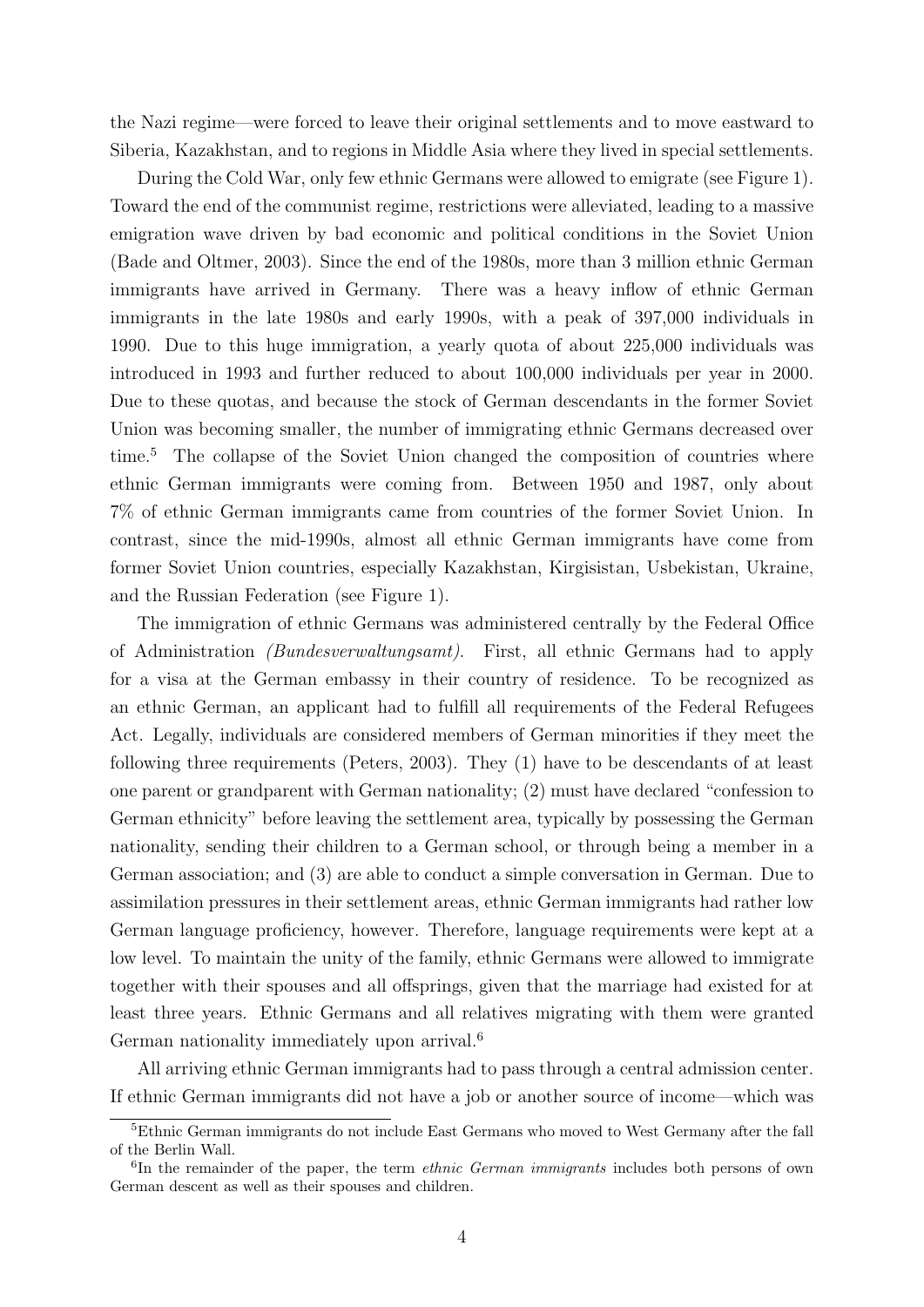the Nazi regime—were forced to leave their original settlements and to move eastward to Siberia, Kazakhstan, and to regions in Middle Asia where they lived in special settlements.

During the Cold War, only few ethnic Germans were allowed to emigrate (see Figure 1). Toward the end of the communist regime, restrictions were alleviated, leading to a massive emigration wave driven by bad economic and political conditions in the Soviet Union (Bade and Oltmer, 2003). Since the end of the 1980s, more than 3 million ethnic German immigrants have arrived in Germany. There was a heavy inflow of ethnic German immigrants in the late 1980s and early 1990s, with a peak of 397,000 individuals in 1990. Due to this huge immigration, a yearly quota of about 225,000 individuals was introduced in 1993 and further reduced to about 100,000 individuals per year in 2000. Due to these quotas, and because the stock of German descendants in the former Soviet Union was becoming smaller, the number of immigrating ethnic Germans decreased over time.[5] The collapse of the Soviet Union changed the composition of countries where ethnic German immigrants were coming from. Between 1950 and 1987, only about 7% of ethnic German immigrants came from countries of the former Soviet Union. In contrast, since the mid-1990s, almost all ethnic German immigrants have come from former Soviet Union countries, especially Kazakhstan, Kirgisistan, Usbekistan, Ukraine, and the Russian Federation (see Figure 1).

The immigration of ethnic Germans was administered centrally by the Federal Office of Administration *(Bundesverwaltungsamt)*. First, all ethnic Germans had to apply for a visa at the German embassy in their country of residence. To be recognized as an ethnic German, an applicant had to fulfill all requirements of the Federal Refugees Act. Legally, individuals are considered members of German minorities if they meet the following three requirements (Peters, 2003). They (1) have to be descendants of at least one parent or grandparent with German nationality; (2) must have declared "confession to German ethnicity" before leaving the settlement area, typically by possessing the German nationality, sending their children to a German school, or through being a member in a German association; and (3) are able to conduct a simple conversation in German. Due to assimilation pressures in their settlement areas, ethnic German immigrants had rather low German language proficiency, however. Therefore, language requirements were kept at a low level. To maintain the unity of the family, ethnic Germans were allowed to immigrate together with their spouses and all offsprings, given that the marriage had existed for at least three years. Ethnic Germans and all relatives migrating with them were granted German nationality immediately upon arrival.[6]

All arriving ethnic German immigrants had to pass through a central admission center. If ethnic German immigrants did not have a job or another source of income—which was

[5] Ethnic German immigrants do not include East Germans who moved to West Germany after the fall of the Berlin Wall.

[6] In the remainder of the paper, the term *ethnic German immigrants* includes both persons of own German descent as well as their spouses and children.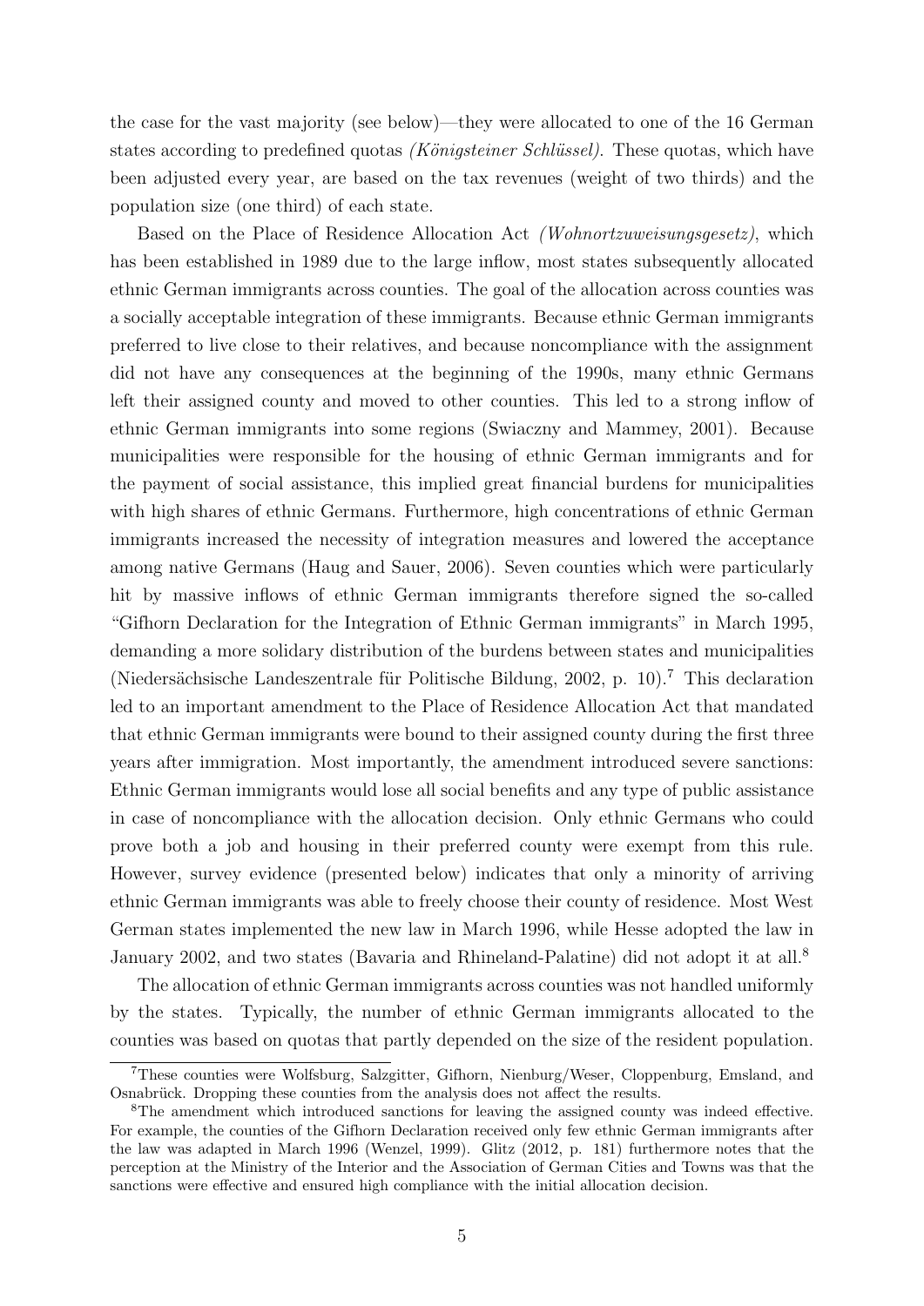the case for the vast majority (see below)—they were allocated to one of the 16 German states according to predefined quotas *(Königsteiner Schlüssel)*. These quotas, which have been adjusted every year, are based on the tax revenues (weight of two thirds) and the population size (one third) of each state.

Based on the Place of Residence Allocation Act *(Wohnortzuweisungsgesetz)*, which has been established in 1989 due to the large inflow, most states subsequently allocated ethnic German immigrants across counties. The goal of the allocation across counties was a socially acceptable integration of these immigrants. Because ethnic German immigrants preferred to live close to their relatives, and because noncompliance with the assignment did not have any consequences at the beginning of the 1990s, many ethnic Germans left their assigned county and moved to other counties. This led to a strong inflow of ethnic German immigrants into some regions (Swiaczny and Mammey, 2001). Because municipalities were responsible for the housing of ethnic German immigrants and for the payment of social assistance, this implied great financial burdens for municipalities with high shares of ethnic Germans. Furthermore, high concentrations of ethnic German immigrants increased the necessity of integration measures and lowered the acceptance among native Germans (Haug and Sauer, 2006). Seven counties which were particularly hit by massive inflows of ethnic German immigrants therefore signed the so-called "Gifhorn Declaration for the Integration of Ethnic German immigrants" in March 1995, demanding a more solidary distribution of the burdens between states and municipalities (Niedersächsische Landeszentrale für Politische Bildung, 2002, p. 10).[7] This declaration led to an important amendment to the Place of Residence Allocation Act that mandated that ethnic German immigrants were bound to their assigned county during the first three years after immigration. Most importantly, the amendment introduced severe sanctions: Ethnic German immigrants would lose all social benefits and any type of public assistance in case of noncompliance with the allocation decision. Only ethnic Germans who could prove both a job and housing in their preferred county were exempt from this rule. However, survey evidence (presented below) indicates that only a minority of arriving ethnic German immigrants was able to freely choose their county of residence. Most West German states implemented the new law in March 1996, while Hesse adopted the law in January 2002, and two states (Bavaria and Rhineland-Palatine) did not adopt it at all.[8]

The allocation of ethnic German immigrants across counties was not handled uniformly by the states. Typically, the number of ethnic German immigrants allocated to the counties was based on quotas that partly depended on the size of the resident population.

[7] These counties were Wolfsburg, Salzgitter, Gifhorn, Nienburg/Weser, Cloppenburg, Emsland, and Osnabrück. Dropping these counties from the analysis does not affect the results.

[8] The amendment which introduced sanctions for leaving the assigned county was indeed effective. For example, the counties of the Gifhorn Declaration received only few ethnic German immigrants after the law was adapted in March 1996 (Wenzel, 1999). Glitz (2012, p. 181) furthermore notes that the perception at the Ministry of the Interior and the Association of German Cities and Towns was that the sanctions were effective and ensured high compliance with the initial allocation decision.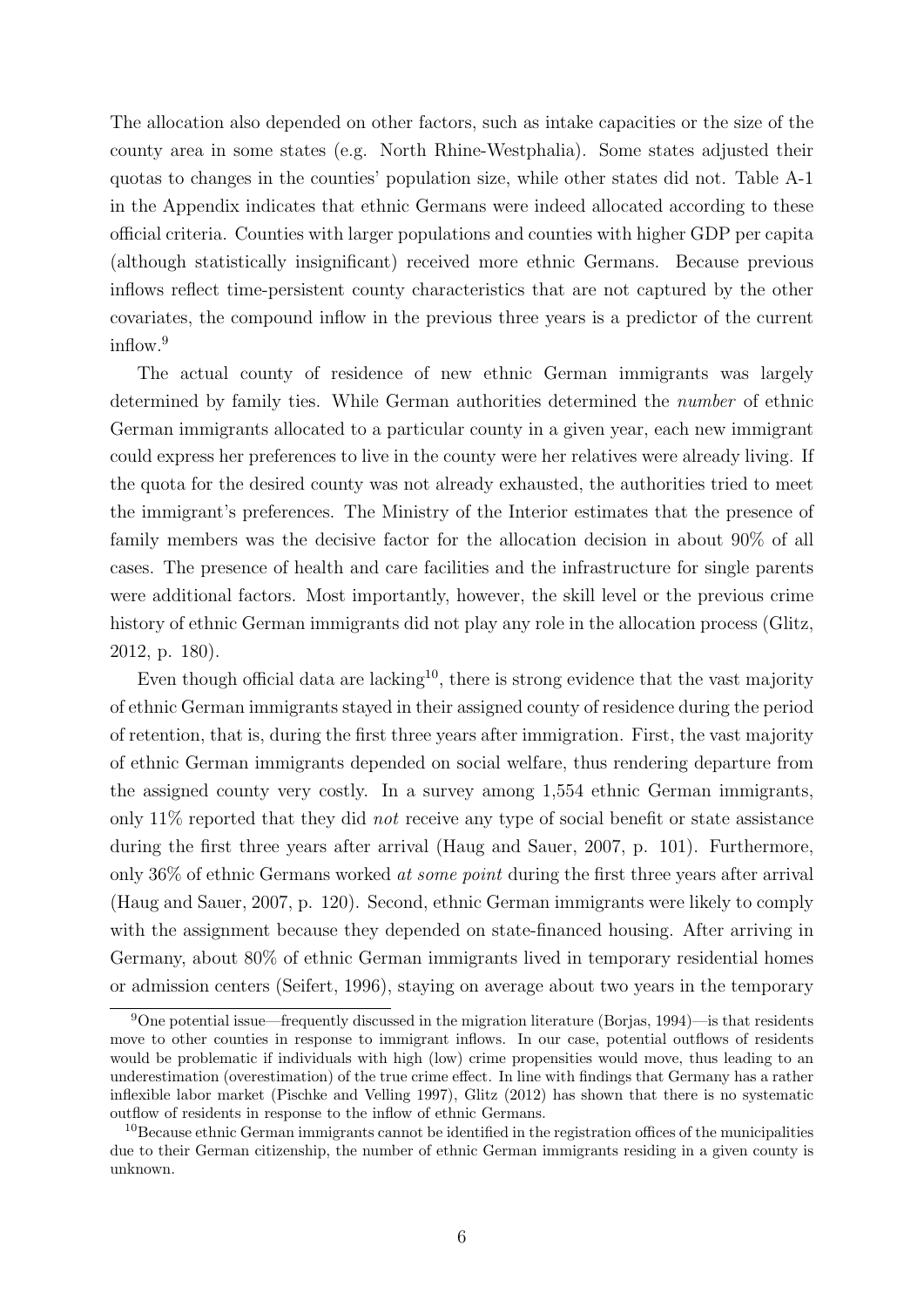The allocation also depended on other factors, such as intake capacities or the size of the county area in some states (e.g. North Rhine-Westphalia). Some states adjusted their quotas to changes in the counties' population size, while other states did not. Table A-1 in the Appendix indicates that ethnic Germans were indeed allocated according to these official criteria. Counties with larger populations and counties with higher GDP per capita (although statistically insignificant) received more ethnic Germans. Because previous inflows reflect time-persistent county characteristics that are not captured by the other covariates, the compound inflow in the previous three years is a predictor of the current inflow.[9]

The actual county of residence of new ethnic German immigrants was largely determined by family ties. While German authorities determined the *number* of ethnic German immigrants allocated to a particular county in a given year, each new immigrant could express her preferences to live in the county were her relatives were already living. If the quota for the desired county was not already exhausted, the authorities tried to meet the immigrant's preferences. The Ministry of the Interior estimates that the presence of family members was the decisive factor for the allocation decision in about 90% of all cases. The presence of health and care facilities and the infrastructure for single parents were additional factors. Most importantly, however, the skill level or the previous crime history of ethnic German immigrants did not play any role in the allocation process (Glitz, 2012, p. 180).

Even though official data are lacking[10], there is strong evidence that the vast majority of ethnic German immigrants stayed in their assigned county of residence during the period of retention, that is, during the first three years after immigration. First, the vast majority of ethnic German immigrants depended on social welfare, thus rendering departure from the assigned county very costly. In a survey among 1,554 ethnic German immigrants, only 11% reported that they did *not* receive any type of social benefit or state assistance during the first three years after arrival (Haug and Sauer, 2007, p. 101). Furthermore, only 36% of ethnic Germans worked *at some point* during the first three years after arrival (Haug and Sauer, 2007, p. 120). Second, ethnic German immigrants were likely to comply with the assignment because they depended on state-financed housing. After arriving in Germany, about 80% of ethnic German immigrants lived in temporary residential homes or admission centers (Seifert, 1996), staying on average about two years in the temporary

[9] One potential issue—frequently discussed in the migration literature (Borjas, 1994)—is that residents move to other counties in response to immigrant inflows. In our case, potential outflows of residents would be problematic if individuals with high (low) crime propensities would move, thus leading to an underestimation (overestimation) of the true crime effect. In line with findings that Germany has a rather inflexible labor market (Pischke and Velling 1997), Glitz (2012) has shown that there is no systematic outflow of residents in response to the inflow of ethnic Germans.

[10] Because ethnic German immigrants cannot be identified in the registration offices of the municipalities due to their German citizenship, the number of ethnic German immigrants residing in a given county is unknown.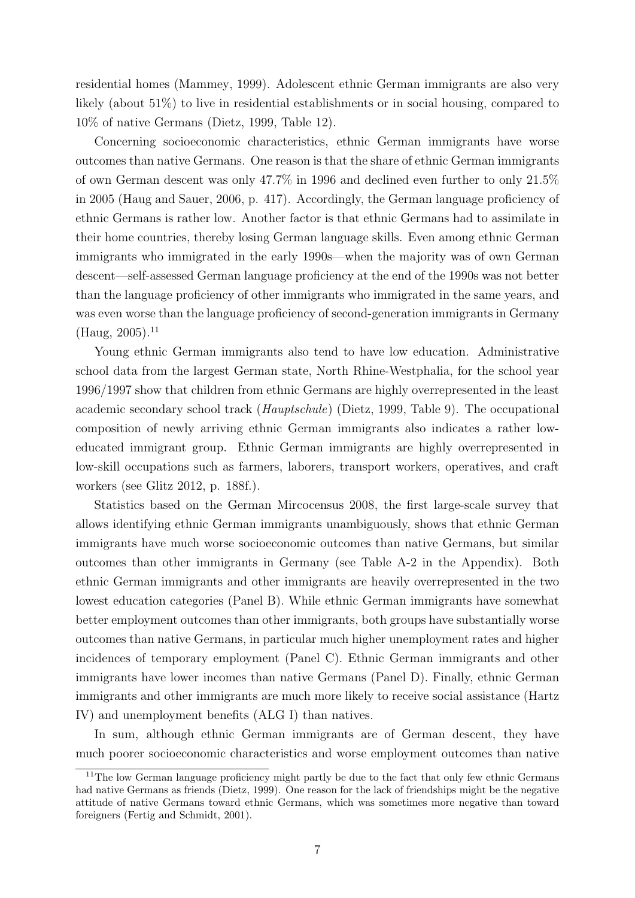residential homes (Mammey, 1999). Adolescent ethnic German immigrants are also very likely (about 51%) to live in residential establishments or in social housing, compared to 10% of native Germans (Dietz, 1999, Table 12).

Concerning socioeconomic characteristics, ethnic German immigrants have worse outcomes than native Germans. One reason is that the share of ethnic German immigrants of own German descent was only 47.7% in 1996 and declined even further to only 21.5% in 2005 (Haug and Sauer, 2006, p. 417). Accordingly, the German language proficiency of ethnic Germans is rather low. Another factor is that ethnic Germans had to assimilate in their home countries, thereby losing German language skills. Even among ethnic German immigrants who immigrated in the early 1990s—when the majority was of own German descent—self-assessed German language proficiency at the end of the 1990s was not better than the language proficiency of other immigrants who immigrated in the same years, and was even worse than the language proficiency of second-generation immigrants in Germany (Haug, 2005).[11]

Young ethnic German immigrants also tend to have low education. Administrative school data from the largest German state, North Rhine-Westphalia, for the school year 1996/1997 show that children from ethnic Germans are highly overrepresented in the least academic secondary school track (*Hauptschule*) (Dietz, 1999, Table 9). The occupational composition of newly arriving ethnic German immigrants also indicates a rather low-educated immigrant group. Ethnic German immigrants are highly overrepresented in low-skill occupations such as farmers, laborers, transport workers, operatives, and craft workers (see Glitz 2012, p. 188f.).

Statistics based on the German Mircocensus 2008, the first large-scale survey that allows identifying ethnic German immigrants unambiguously, shows that ethnic German immigrants have much worse socioeconomic outcomes than native Germans, but similar outcomes than other immigrants in Germany (see Table A-2 in the Appendix). Both ethnic German immigrants and other immigrants are heavily overrepresented in the two lowest education categories (Panel B). While ethnic German immigrants have somewhat better employment outcomes than other immigrants, both groups have substantially worse outcomes than native Germans, in particular much higher unemployment rates and higher incidences of temporary employment (Panel C). Ethnic German immigrants and other immigrants have lower incomes than native Germans (Panel D). Finally, ethnic German immigrants and other immigrants are much more likely to receive social assistance (Hartz IV) and unemployment benefits (ALG I) than natives.

In sum, although ethnic German immigrants are of German descent, they have much poorer socioeconomic characteristics and worse employment outcomes than native

[11] The low German language proficiency might partly be due to the fact that only few ethnic Germans had native Germans as friends (Dietz, 1999). One reason for the lack of friendships might be the negative attitude of native Germans toward ethnic Germans, which was sometimes more negative than toward foreigners (Fertig and Schmidt, 2001).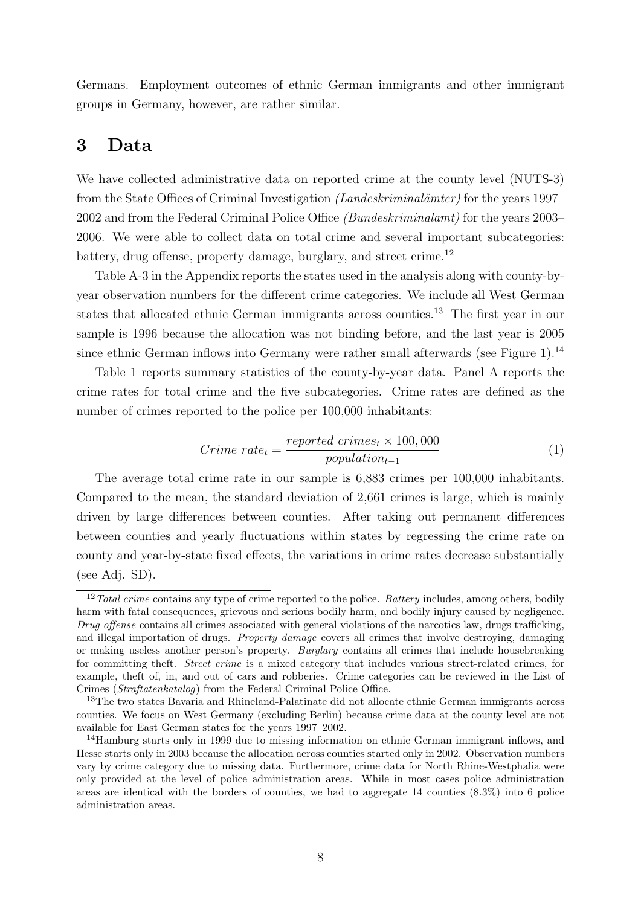Germans. Employment outcomes of ethnic German immigrants and other immigrant groups in Germany, however, are rather similar.

# 3 Data

We have collected administrative data on reported crime at the county level (NUTS-3) from the State Offices of Criminal Investigation *(Landeskriminalämter)* for the years 1997–2002 and from the Federal Criminal Police Office *(Bundeskriminalamt)* for the years 2003–2006. We were able to collect data on total crime and several important subcategories: battery, drug offense, property damage, burglary, and street crime.[12]

Table A-3 in the Appendix reports the states used in the analysis along with county-by-year observation numbers for the different crime categories. We include all West German states that allocated ethnic German immigrants across counties.[13] The first year in our sample is 1996 because the allocation was not binding before, and the last year is 2005 since ethnic German inflows into Germany were rather small afterwards (see Figure 1).[14]

Table 1 reports summary statistics of the county-by-year data. Panel A reports the crime rates for total crime and the five subcategories. Crime rates are defined as the number of crimes reported to the police per 100,000 inhabitants:

$$Crime\ rate_t = \frac{reported\ crimes_t \times 100,000}{population_{t-1}} \tag{1}$$

The average total crime rate in our sample is 6,883 crimes per 100,000 inhabitants. Compared to the mean, the standard deviation of 2,661 crimes is large, which is mainly driven by large differences between counties. After taking out permanent differences between counties and yearly fluctuations within states by regressing the crime rate on county and year-by-state fixed effects, the variations in crime rates decrease substantially (see Adj. SD).

[12] *Total crime* contains any type of crime reported to the police. *Battery* includes, among others, bodily harm with fatal consequences, grievous and serious bodily harm, and bodily injury caused by negligence. *Drug offense* contains all crimes associated with general violations of the narcotics law, drugs trafficking, and illegal importation of drugs. *Property damage* covers all crimes that involve destroying, damaging or making useless another person's property. *Burglary* contains all crimes that include housebreaking for committing theft. *Street crime* is a mixed category that includes various street-related crimes, for example, theft of, in, and out of cars and robberies. Crime categories can be reviewed in the List of Crimes (*Straftatenkatalog*) from the Federal Criminal Police Office.

[13] The two states Bavaria and Rhineland-Palatinate did not allocate ethnic German immigrants across counties. We focus on West Germany (excluding Berlin) because crime data at the county level are not available for East German states for the years 1997–2002.

[14] Hamburg starts only in 1999 due to missing information on ethnic German immigrant inflows, and Hesse starts only in 2003 because the allocation across counties started only in 2002. Observation numbers vary by crime category due to missing data. Furthermore, crime data for North Rhine-Westphalia were only provided at the level of police administration areas. While in most cases police administration areas are identical with the borders of counties, we had to aggregate 14 counties (8.3%) into 6 police administration areas.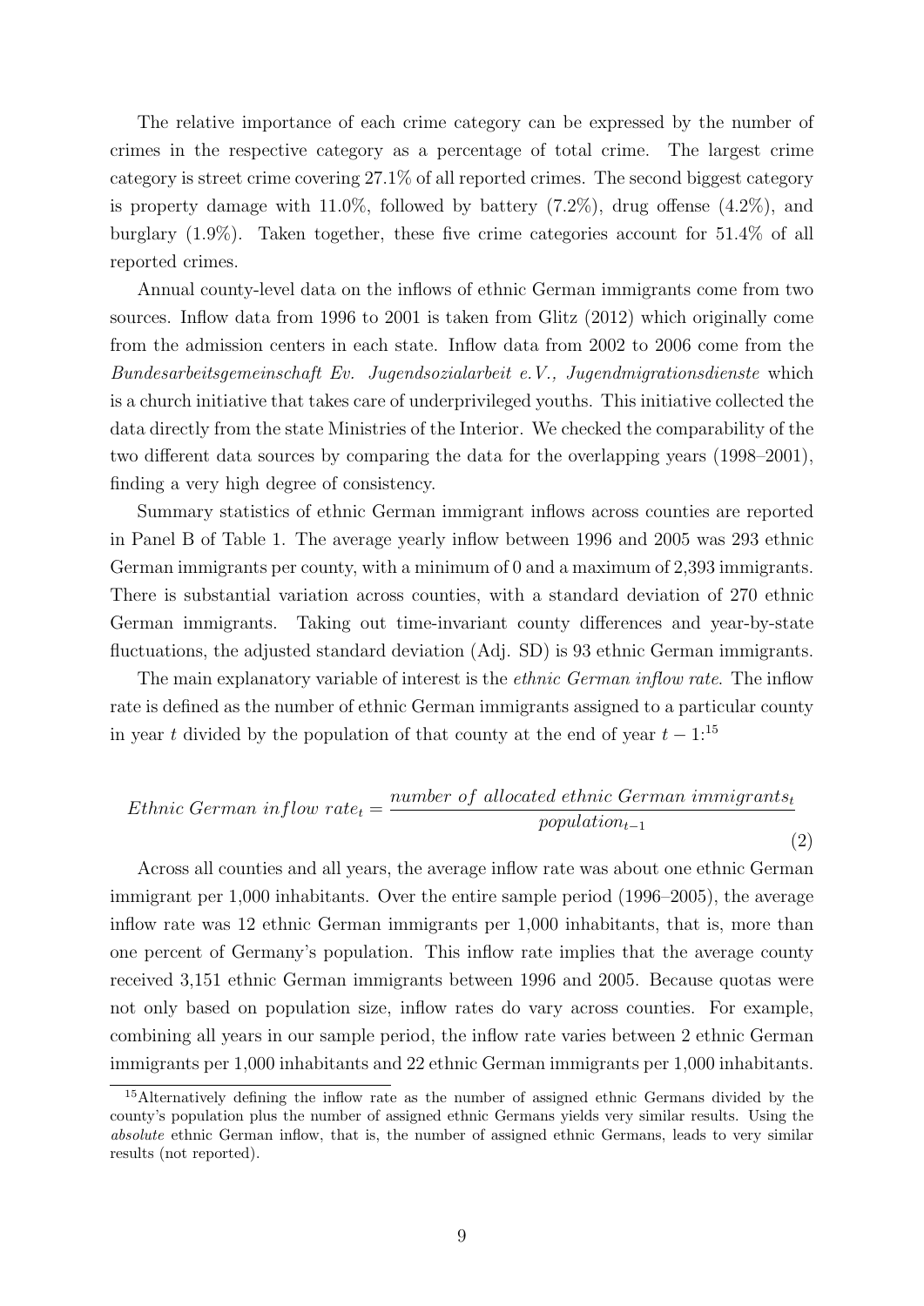The relative importance of each crime category can be expressed by the number of crimes in the respective category as a percentage of total crime. The largest crime category is street crime covering 27.1% of all reported crimes. The second biggest category is property damage with 11.0%, followed by battery (7.2%), drug offense (4.2%), and burglary (1.9%). Taken together, these five crime categories account for 51.4% of all reported crimes.

Annual county-level data on the inflows of ethnic German immigrants come from two sources. Inflow data from 1996 to 2001 is taken from Glitz (2012) which originally come from the admission centers in each state. Inflow data from 2002 to 2006 come from the *Bundesarbeitsgemeinschaft Ev. Jugendsozialarbeit e.V., Jugendmigrationsdienste* which is a church initiative that takes care of underprivileged youths. This initiative collected the data directly from the state Ministries of the Interior. We checked the comparability of the two different data sources by comparing the data for the overlapping years (1998–2001), finding a very high degree of consistency.

Summary statistics of ethnic German immigrant inflows across counties are reported in Panel B of Table 1. The average yearly inflow between 1996 and 2005 was 293 ethnic German immigrants per county, with a minimum of 0 and a maximum of 2,393 immigrants. There is substantial variation across counties, with a standard deviation of 270 ethnic German immigrants. Taking out time-invariant county differences and year-by-state fluctuations, the adjusted standard deviation (Adj. SD) is 93 ethnic German immigrants.

The main explanatory variable of interest is the *ethnic German inflow rate*. The inflow rate is defined as the number of ethnic German immigrants assigned to a particular county in year $t$ divided by the population of that county at the end of year $t-1$:[15]

$$Ethnic\ German\ inflow\ rate_t = \frac{number\ of\ allocated\ ethnic\ German\ immigrants_t}{population_{t-1}} \tag{2}$$

Across all counties and all years, the average inflow rate was about one ethnic German immigrant per 1,000 inhabitants. Over the entire sample period (1996–2005), the average inflow rate was 12 ethnic German immigrants per 1,000 inhabitants, that is, more than one percent of Germany's population. This inflow rate implies that the average county received 3,151 ethnic German immigrants between 1996 and 2005. Because quotas were not only based on population size, inflow rates do vary across counties. For example, combining all years in our sample period, the inflow rate varies between 2 ethnic German immigrants per 1,000 inhabitants and 22 ethnic German immigrants per 1,000 inhabitants.

[15] Alternatively defining the inflow rate as the number of assigned ethnic Germans divided by the county's population plus the number of assigned ethnic Germans yields very similar results. Using the *absolute* ethnic German inflow, that is, the number of assigned ethnic Germans, leads to very similar results (not reported).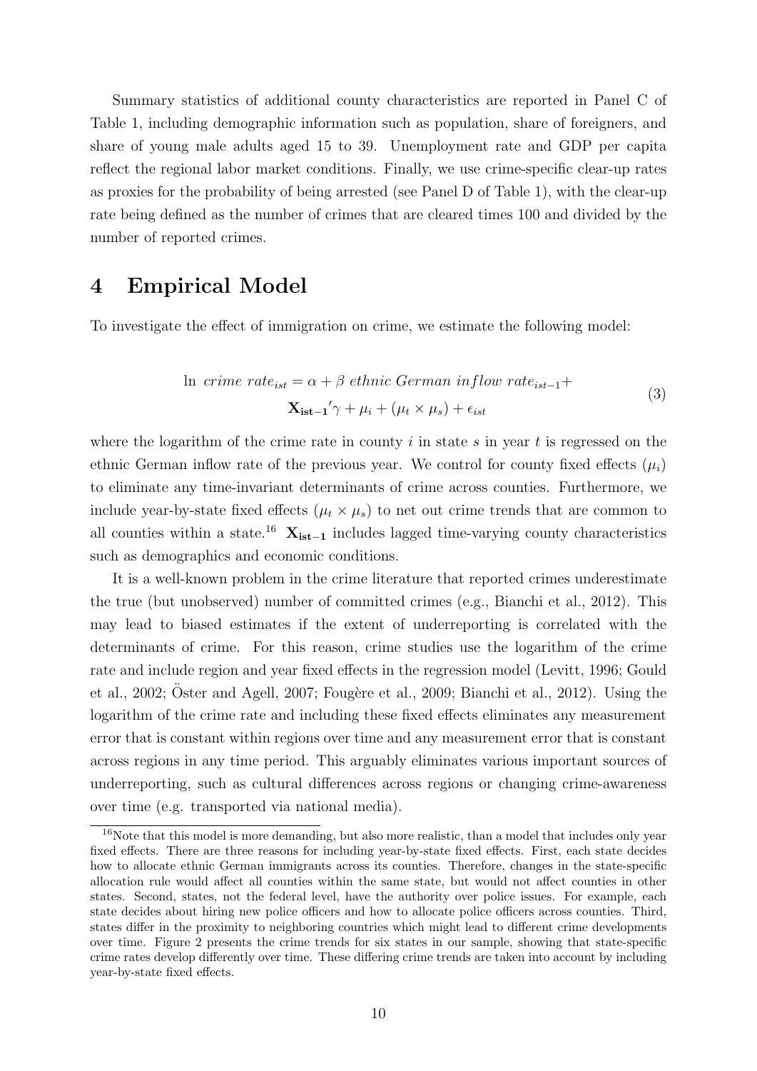Summary statistics of additional county characteristics are reported in Panel C of Table 1, including demographic information such as population, share of foreigners, and share of young male adults aged 15 to 39. Unemployment rate and GDP per capita reflect the regional labor market conditions. Finally, we use crime-specific clear-up rates as proxies for the probability of being arrested (see Panel D of Table 1), with the clear-up rate being defined as the number of crimes that are cleared times 100 and divided by the number of reported crimes.

# 4 Empirical Model

To investigate the effect of immigration on crime, we estimate the following model:

$$\ln \ crime \ rate_{ist} = \alpha + \beta \ ethnic \ German \ inflow \ rate_{ist-1} + \mathbf{X_{ist-1}}'\gamma + \mu_i + (\mu_t \times \mu_s) + \epsilon_{ist} \tag{3}$$

where the logarithm of the crime rate in county $i$ in state $s$ in year $t$ is regressed on the ethnic German inflow rate of the previous year. We control for county fixed effects ($\mu_i$) to eliminate any time-invariant determinants of crime across counties. Furthermore, we include year-by-state fixed effects ($\mu_t \times \mu_s$) to net out crime trends that are common to all counties within a state.[16] $\mathbf{X_{ist-1}}$ includes lagged time-varying county characteristics such as demographics and economic conditions.

It is a well-known problem in the crime literature that reported crimes underestimate the true (but unobserved) number of committed crimes (e.g., Bianchi et al., 2012). This may lead to biased estimates if the extent of underreporting is correlated with the determinants of crime. For this reason, crime studies use the logarithm of the crime rate and include region and year fixed effects in the regression model (Levitt, 1996; Gould et al., 2002; Öster and Agell, 2007; Fougère et al., 2009; Bianchi et al., 2012). Using the logarithm of the crime rate and including these fixed effects eliminates any measurement error that is constant within regions over time and any measurement error that is constant across regions in any time period. This arguably eliminates various important sources of underreporting, such as cultural differences across regions or changing crime-awareness over time (e.g. transported via national media).

[16] Note that this model is more demanding, but also more realistic, than a model that includes only year fixed effects. There are three reasons for including year-by-state fixed effects. First, each state decides how to allocate ethnic German immigrants across its counties. Therefore, changes in the state-specific allocation rule would affect all counties within the same state, but would not affect counties in other states. Second, states, not the federal level, have the authority over police issues. For example, each state decides about hiring new police officers and how to allocate police officers across counties. Third, states differ in the proximity to neighboring countries which might lead to different crime developments over time. Figure 2 presents the crime trends for six states in our sample, showing that state-specific crime rates develop differently over time. These differing crime trends are taken into account by including year-by-state fixed effects.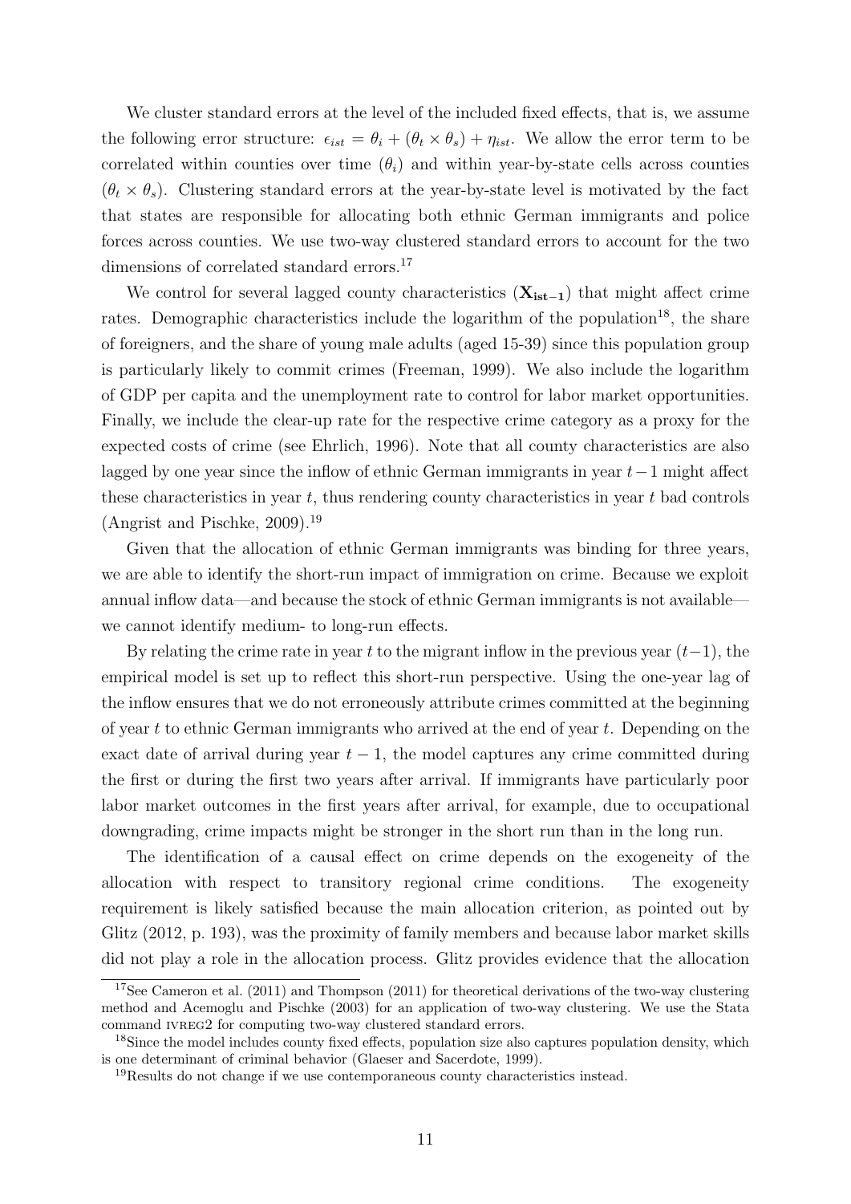We cluster standard errors at the level of the included fixed effects, that is, we assume the following error structure: $\epsilon_{ist} = \theta_i + (\theta_t \times \theta_s) + \eta_{ist}$. We allow the error term to be correlated within counties over time ($\theta_i$) and within year-by-state cells across counties ($\theta_t \times \theta_s$). Clustering standard errors at the year-by-state level is motivated by the fact that states are responsible for allocating both ethnic German immigrants and police forces across counties. We use two-way clustered standard errors to account for the two dimensions of correlated standard errors.[17]

We control for several lagged county characteristics ($\mathbf{X_{ist-1}}$) that might affect crime rates. Demographic characteristics include the logarithm of the population[18], the share of foreigners, and the share of young male adults (aged 15-39) since this population group is particularly likely to commit crimes (Freeman, 1999). We also include the logarithm of GDP per capita and the unemployment rate to control for labor market opportunities. Finally, we include the clear-up rate for the respective crime category as a proxy for the expected costs of crime (see Ehrlich, 1996). Note that all county characteristics are also lagged by one year since the inflow of ethnic German immigrants in year $t-1$ might affect these characteristics in year $t$, thus rendering county characteristics in year $t$ bad controls (Angrist and Pischke, 2009).[19]

Given that the allocation of ethnic German immigrants was binding for three years, we are able to identify the short-run impact of immigration on crime. Because we exploit annual inflow data—and because the stock of ethnic German immigrants is not available—we cannot identify medium- to long-run effects.

By relating the crime rate in year $t$ to the migrant inflow in the previous year $(t-1)$, the empirical model is set up to reflect this short-run perspective. Using the one-year lag of the inflow ensures that we do not erroneously attribute crimes committed at the beginning of year $t$ to ethnic German immigrants who arrived at the end of year $t$. Depending on the exact date of arrival during year $t-1$, the model captures any crime committed during the first or during the first two years after arrival. If immigrants have particularly poor labor market outcomes in the first years after arrival, for example, due to occupational downgrading, crime impacts might be stronger in the short run than in the long run.

The identification of a causal effect on crime depends on the exogeneity of the allocation with respect to transitory regional crime conditions. The exogeneity requirement is likely satisfied because the main allocation criterion, as pointed out by Glitz (2012, p. 193), was the proximity of family members and because labor market skills did not play a role in the allocation process. Glitz provides evidence that the allocation

---

[17] See Cameron et al. (2011) and Thompson (2011) for theoretical derivations of the two-way clustering method and Acemoglu and Pischke (2003) for an application of two-way clustering. We use the Stata command IVREG2 for computing two-way clustered standard errors.

[18] Since the model includes county fixed effects, population size also captures population density, which is one determinant of criminal behavior (Glaeser and Sacerdote, 1999).

[19] Results do not change if we use contemporaneous county characteristics instead.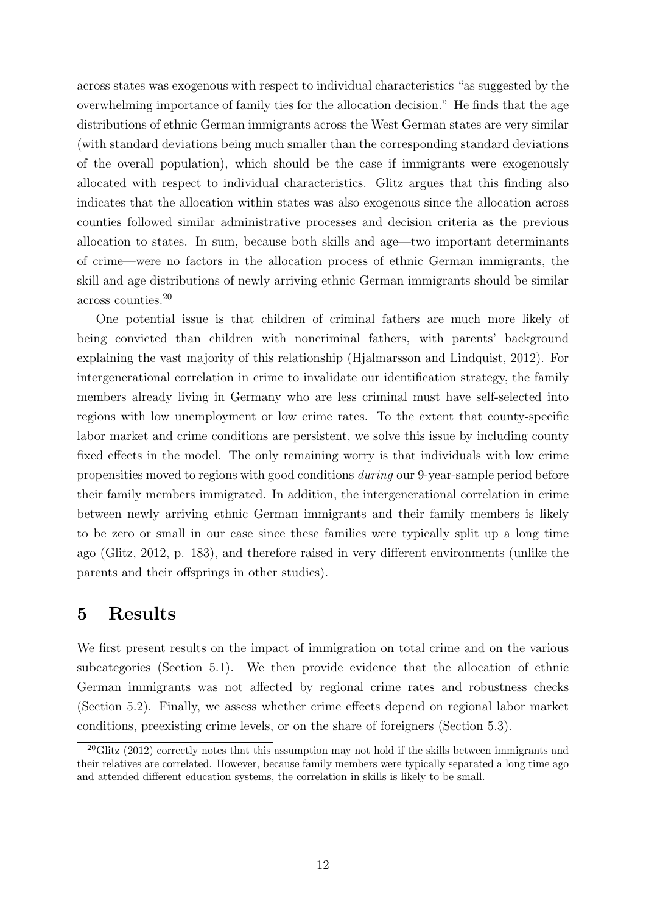across states was exogenous with respect to individual characteristics "as suggested by the overwhelming importance of family ties for the allocation decision." He finds that the age distributions of ethnic German immigrants across the West German states are very similar (with standard deviations being much smaller than the corresponding standard deviations of the overall population), which should be the case if immigrants were exogenously allocated with respect to individual characteristics. Glitz argues that this finding also indicates that the allocation within states was also exogenous since the allocation across counties followed similar administrative processes and decision criteria as the previous allocation to states. In sum, because both skills and age—two important determinants of crime—were no factors in the allocation process of ethnic German immigrants, the skill and age distributions of newly arriving ethnic German immigrants should be similar across counties.[20]

One potential issue is that children of criminal fathers are much more likely of being convicted than children with noncriminal fathers, with parents' background explaining the vast majority of this relationship (Hjalmarsson and Lindquist, 2012). For intergenerational correlation in crime to invalidate our identification strategy, the family members already living in Germany who are less criminal must have self-selected into regions with low unemployment or low crime rates. To the extent that county-specific labor market and crime conditions are persistent, we solve this issue by including county fixed effects in the model. The only remaining worry is that individuals with low crime propensities moved to regions with good conditions *during* our 9-year-sample period before their family members immigrated. In addition, the intergenerational correlation in crime between newly arriving ethnic German immigrants and their family members is likely to be zero or small in our case since these families were typically split up a long time ago (Glitz, 2012, p. 183), and therefore raised in very different environments (unlike the parents and their offsprings in other studies).

# 5 Results

We first present results on the impact of immigration on total crime and on the various subcategories (Section 5.1). We then provide evidence that the allocation of ethnic German immigrants was not affected by regional crime rates and robustness checks (Section 5.2). Finally, we assess whether crime effects depend on regional labor market conditions, preexisting crime levels, or on the share of foreigners (Section 5.3).

[20] Glitz (2012) correctly notes that this assumption may not hold if the skills between immigrants and their relatives are correlated. However, because family members were typically separated a long time ago and attended different education systems, the correlation in skills is likely to be small.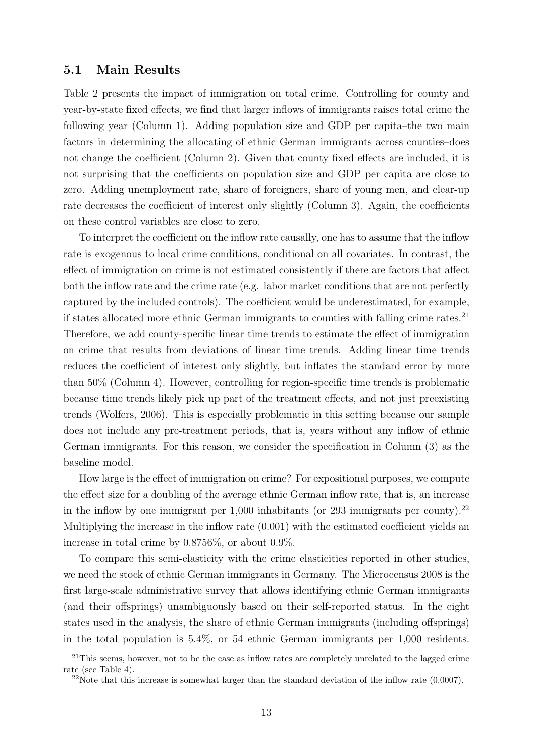## 5.1 Main Results

Table 2 presents the impact of immigration on total crime. Controlling for county and year-by-state fixed effects, we find that larger inflows of immigrants raises total crime the following year (Column 1). Adding population size and GDP per capita–the two main factors in determining the allocating of ethnic German immigrants across counties–does not change the coefficient (Column 2). Given that county fixed effects are included, it is not surprising that the coefficients on population size and GDP per capita are close to zero. Adding unemployment rate, share of foreigners, share of young men, and clear-up rate decreases the coefficient of interest only slightly (Column 3). Again, the coefficients on these control variables are close to zero.

To interpret the coefficient on the inflow rate causally, one has to assume that the inflow rate is exogenous to local crime conditions, conditional on all covariates. In contrast, the effect of immigration on crime is not estimated consistently if there are factors that affect both the inflow rate and the crime rate (e.g. labor market conditions that are not perfectly captured by the included controls). The coefficient would be underestimated, for example, if states allocated more ethnic German immigrants to counties with falling crime rates.[21] Therefore, we add county-specific linear time trends to estimate the effect of immigration on crime that results from deviations of linear time trends. Adding linear time trends reduces the coefficient of interest only slightly, but inflates the standard error by more than 50% (Column 4). However, controlling for region-specific time trends is problematic because time trends likely pick up part of the treatment effects, and not just preexisting trends (Wolfers, 2006). This is especially problematic in this setting because our sample does not include any pre-treatment periods, that is, years without any inflow of ethnic German immigrants. For this reason, we consider the specification in Column (3) as the baseline model.

How large is the effect of immigration on crime? For expositional purposes, we compute the effect size for a doubling of the average ethnic German inflow rate, that is, an increase in the inflow by one immigrant per 1,000 inhabitants (or 293 immigrants per county).[22] Multiplying the increase in the inflow rate (0.001) with the estimated coefficient yields an increase in total crime by 0.8756%, or about 0.9%.

To compare this semi-elasticity with the crime elasticities reported in other studies, we need the stock of ethnic German immigrants in Germany. The Microcensus 2008 is the first large-scale administrative survey that allows identifying ethnic German immigrants (and their offsprings) unambiguously based on their self-reported status. In the eight states used in the analysis, the share of ethnic German immigrants (including offsprings) in the total population is 5.4%, or 54 ethnic German immigrants per 1,000 residents.

[21] This seems, however, not to be the case as inflow rates are completely unrelated to the lagged crime rate (see Table 4).

[22] Note that this increase is somewhat larger than the standard deviation of the inflow rate (0.0007).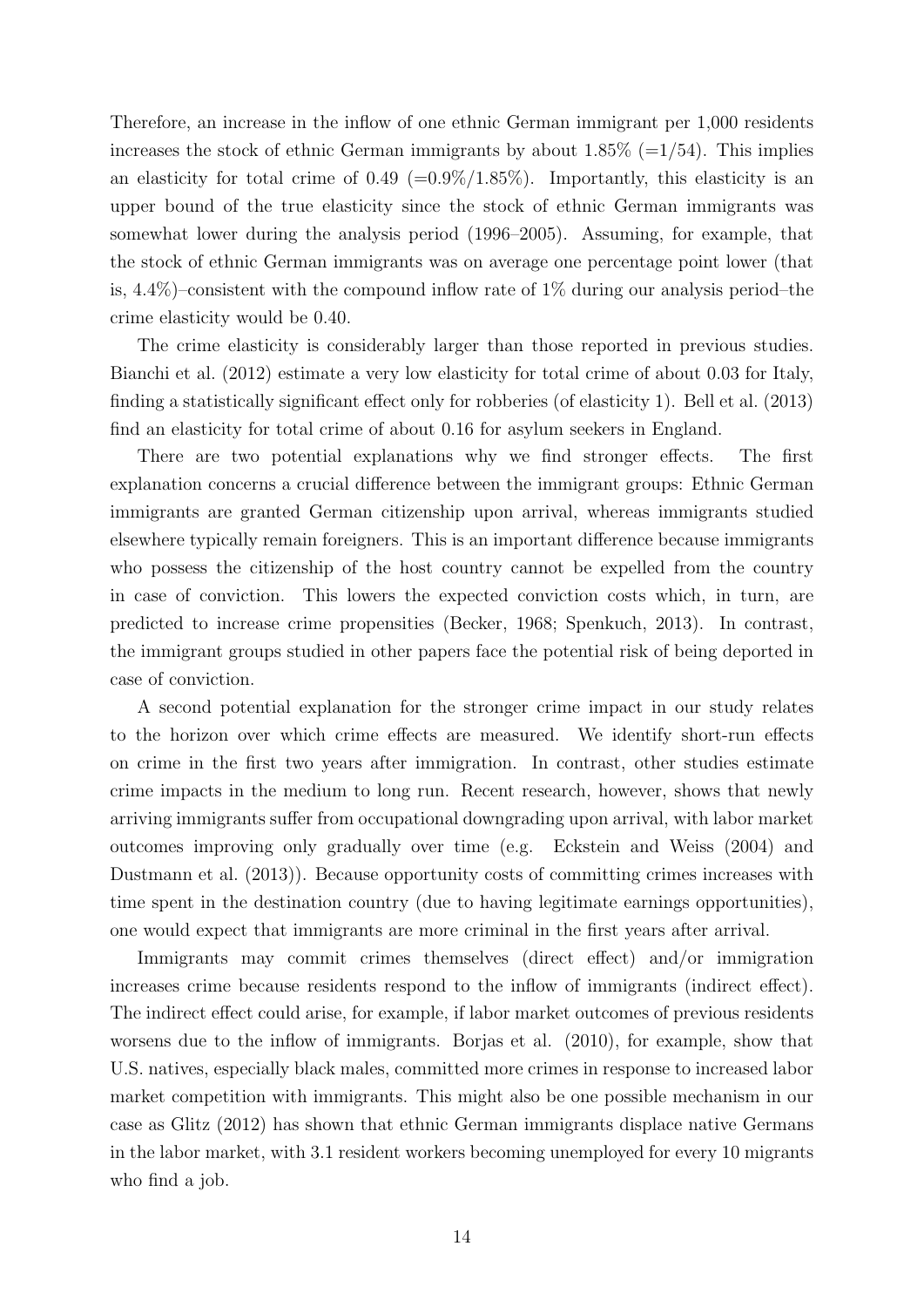Therefore, an increase in the inflow of one ethnic German immigrant per 1,000 residents increases the stock of ethnic German immigrants by about 1.85% (=1/54). This implies an elasticity for total crime of 0.49 (=0.9%/1.85%). Importantly, this elasticity is an upper bound of the true elasticity since the stock of ethnic German immigrants was somewhat lower during the analysis period (1996–2005). Assuming, for example, that the stock of ethnic German immigrants was on average one percentage point lower (that is, 4.4%)–consistent with the compound inflow rate of 1% during our analysis period–the crime elasticity would be 0.40.

The crime elasticity is considerably larger than those reported in previous studies. Bianchi et al. (2012) estimate a very low elasticity for total crime of about 0.03 for Italy, finding a statistically significant effect only for robberies (of elasticity 1). Bell et al. (2013) find an elasticity for total crime of about 0.16 for asylum seekers in England.

There are two potential explanations why we find stronger effects. The first explanation concerns a crucial difference between the immigrant groups: Ethnic German immigrants are granted German citizenship upon arrival, whereas immigrants studied elsewhere typically remain foreigners. This is an important difference because immigrants who possess the citizenship of the host country cannot be expelled from the country in case of conviction. This lowers the expected conviction costs which, in turn, are predicted to increase crime propensities (Becker, 1968; Spenkuch, 2013). In contrast, the immigrant groups studied in other papers face the potential risk of being deported in case of conviction.

A second potential explanation for the stronger crime impact in our study relates to the horizon over which crime effects are measured. We identify short-run effects on crime in the first two years after immigration. In contrast, other studies estimate crime impacts in the medium to long run. Recent research, however, shows that newly arriving immigrants suffer from occupational downgrading upon arrival, with labor market outcomes improving only gradually over time (e.g. Eckstein and Weiss (2004) and Dustmann et al. (2013)). Because opportunity costs of committing crimes increases with time spent in the destination country (due to having legitimate earnings opportunities), one would expect that immigrants are more criminal in the first years after arrival.

Immigrants may commit crimes themselves (direct effect) and/or immigration increases crime because residents respond to the inflow of immigrants (indirect effect). The indirect effect could arise, for example, if labor market outcomes of previous residents worsens due to the inflow of immigrants. Borjas et al. (2010), for example, show that U.S. natives, especially black males, committed more crimes in response to increased labor market competition with immigrants. This might also be one possible mechanism in our case as Glitz (2012) has shown that ethnic German immigrants displace native Germans in the labor market, with 3.1 resident workers becoming unemployed for every 10 migrants who find a job.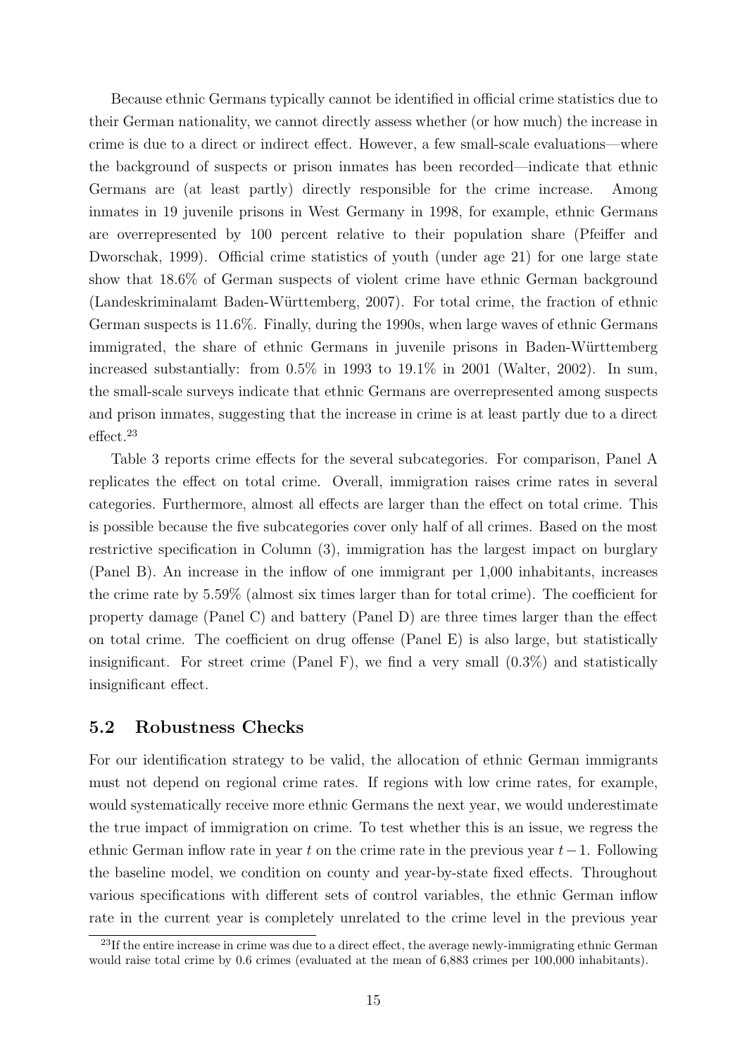Because ethnic Germans typically cannot be identified in official crime statistics due to their German nationality, we cannot directly assess whether (or how much) the increase in crime is due to a direct or indirect effect. However, a few small-scale evaluations—where the background of suspects or prison inmates has been recorded—indicate that ethnic Germans are (at least partly) directly responsible for the crime increase. Among inmates in 19 juvenile prisons in West Germany in 1998, for example, ethnic Germans are overrepresented by 100 percent relative to their population share (Pfeiffer and Dworschak, 1999). Official crime statistics of youth (under age 21) for one large state show that 18.6% of German suspects of violent crime have ethnic German background (Landeskriminalamt Baden-Württemberg, 2007). For total crime, the fraction of ethnic German suspects is 11.6%. Finally, during the 1990s, when large waves of ethnic Germans immigrated, the share of ethnic Germans in juvenile prisons in Baden-Württemberg increased substantially: from 0.5% in 1993 to 19.1% in 2001 (Walter, 2002). In sum, the small-scale surveys indicate that ethnic Germans are overrepresented among suspects and prison inmates, suggesting that the increase in crime is at least partly due to a direct effect.[23]

Table 3 reports crime effects for the several subcategories. For comparison, Panel A replicates the effect on total crime. Overall, immigration raises crime rates in several categories. Furthermore, almost all effects are larger than the effect on total crime. This is possible because the five subcategories cover only half of all crimes. Based on the most restrictive specification in Column (3), immigration has the largest impact on burglary (Panel B). An increase in the inflow of one immigrant per 1,000 inhabitants, increases the crime rate by 5.59% (almost six times larger than for total crime). The coefficient for property damage (Panel C) and battery (Panel D) are three times larger than the effect on total crime. The coefficient on drug offense (Panel E) is also large, but statistically insignificant. For street crime (Panel F), we find a very small (0.3%) and statistically insignificant effect.

## 5.2 Robustness Checks

For our identification strategy to be valid, the allocation of ethnic German immigrants must not depend on regional crime rates. If regions with low crime rates, for example, would systematically receive more ethnic Germans the next year, we would underestimate the true impact of immigration on crime. To test whether this is an issue, we regress the ethnic German inflow rate in year $t$ on the crime rate in the previous year $t-1$. Following the baseline model, we condition on county and year-by-state fixed effects. Throughout various specifications with different sets of control variables, the ethnic German inflow rate in the current year is completely unrelated to the crime level in the previous year

[23] If the entire increase in crime was due to a direct effect, the average newly-immigrating ethnic German would raise total crime by 0.6 crimes (evaluated at the mean of 6,883 crimes per 100,000 inhabitants).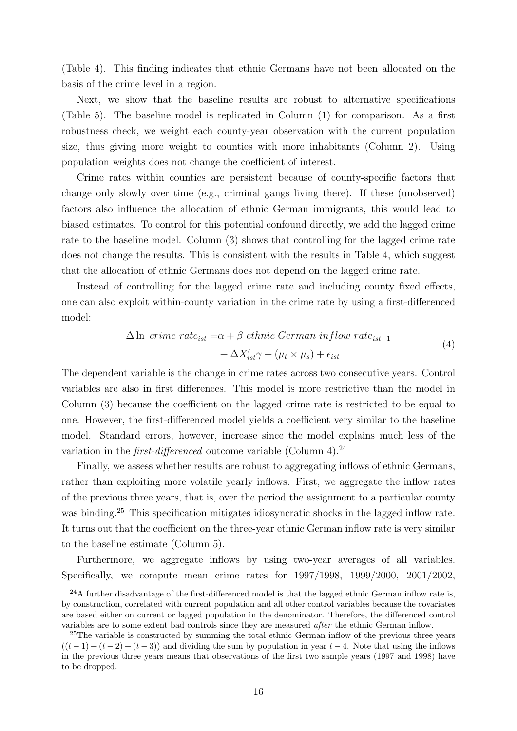(Table 4). This finding indicates that ethnic Germans have not been allocated on the basis of the crime level in a region.

Next, we show that the baseline results are robust to alternative specifications (Table 5). The baseline model is replicated in Column (1) for comparison. As a first robustness check, we weight each county-year observation with the current population size, thus giving more weight to counties with more inhabitants (Column 2). Using population weights does not change the coefficient of interest.

Crime rates within counties are persistent because of county-specific factors that change only slowly over time (e.g., criminal gangs living there). If these (unobserved) factors also influence the allocation of ethnic German immigrants, this would lead to biased estimates. To control for this potential confound directly, we add the lagged crime rate to the baseline model. Column (3) shows that controlling for the lagged crime rate does not change the results. This is consistent with the results in Table 4, which suggest that the allocation of ethnic Germans does not depend on the lagged crime rate.

Instead of controlling for the lagged crime rate and including county fixed effects, one can also exploit within-county variation in the crime rate by using a first-differenced model:

$$\Delta \ln \ crime\ rate_{ist} = \alpha + \beta \ ethnic\ German\ inflow\ rate_{ist-1} + \Delta X'_{ist}\gamma + (\mu_t \times \mu_s) + \epsilon_{ist} \tag{4}$$

The dependent variable is the change in crime rates across two consecutive years. Control variables are also in first differences. This model is more restrictive than the model in Column (3) because the coefficient on the lagged crime rate is restricted to be equal to one. However, the first-differenced model yields a coefficient very similar to the baseline model. Standard errors, however, increase since the model explains much less of the variation in the *first-differenced* outcome variable (Column 4).[24]

Finally, we assess whether results are robust to aggregating inflows of ethnic Germans, rather than exploiting more volatile yearly inflows. First, we aggregate the inflow rates of the previous three years, that is, over the period the assignment to a particular county was binding.[25] This specification mitigates idiosyncratic shocks in the lagged inflow rate. It turns out that the coefficient on the three-year ethnic German inflow rate is very similar to the baseline estimate (Column 5).

Furthermore, we aggregate inflows by using two-year averages of all variables. Specifically, we compute mean crime rates for 1997/1998, 1999/2000, 2001/2002,

[24] A further disadvantage of the first-differenced model is that the lagged ethnic German inflow rate is, by construction, correlated with current population and all other control variables because the covariates are based either on current or lagged population in the denominator. Therefore, the differenced control variables are to some extent bad controls since they are measured *after* the ethnic German inflow.

[25] The variable is constructed by summing the total ethnic German inflow of the previous three years $((t-1)+(t-2)+(t-3))$ and dividing the sum by population in year $t-4$. Note that using the inflows in the previous three years means that observations of the first two sample years (1997 and 1998) have to be dropped.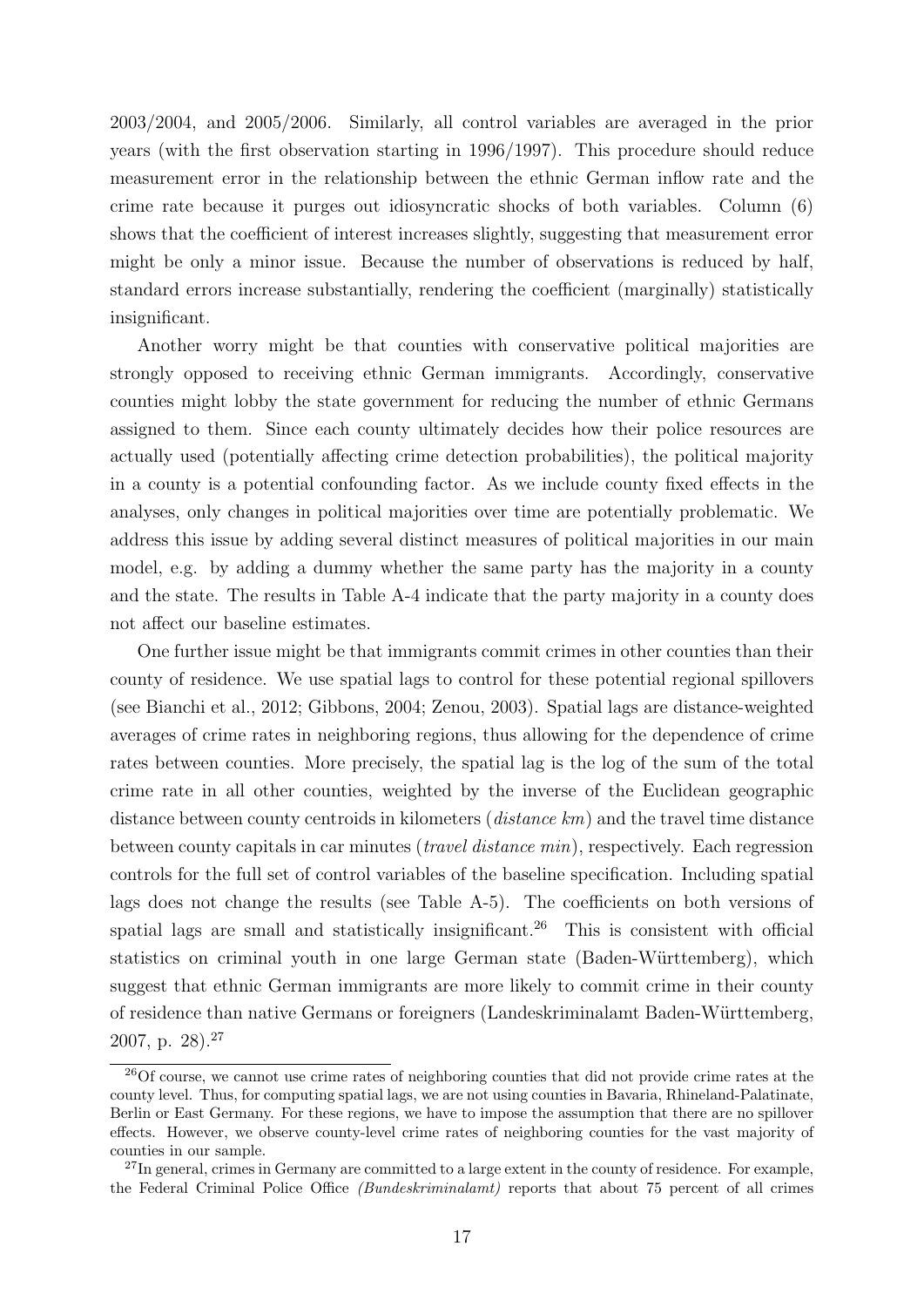2003/2004, and 2005/2006. Similarly, all control variables are averaged in the prior years (with the first observation starting in 1996/1997). This procedure should reduce measurement error in the relationship between the ethnic German inflow rate and the crime rate because it purges out idiosyncratic shocks of both variables. Column (6) shows that the coefficient of interest increases slightly, suggesting that measurement error might be only a minor issue. Because the number of observations is reduced by half, standard errors increase substantially, rendering the coefficient (marginally) statistically insignificant.

Another worry might be that counties with conservative political majorities are strongly opposed to receiving ethnic German immigrants. Accordingly, conservative counties might lobby the state government for reducing the number of ethnic Germans assigned to them. Since each county ultimately decides how their police resources are actually used (potentially affecting crime detection probabilities), the political majority in a county is a potential confounding factor. As we include county fixed effects in the analyses, only changes in political majorities over time are potentially problematic. We address this issue by adding several distinct measures of political majorities in our main model, e.g. by adding a dummy whether the same party has the majority in a county and the state. The results in Table A-4 indicate that the party majority in a county does not affect our baseline estimates.

One further issue might be that immigrants commit crimes in other counties than their county of residence. We use spatial lags to control for these potential regional spillovers (see Bianchi et al., 2012; Gibbons, 2004; Zenou, 2003). Spatial lags are distance-weighted averages of crime rates in neighboring regions, thus allowing for the dependence of crime rates between counties. More precisely, the spatial lag is the log of the sum of the total crime rate in all other counties, weighted by the inverse of the Euclidean geographic distance between county centroids in kilometers (*distance km*) and the travel time distance between county capitals in car minutes (*travel distance min*), respectively. Each regression controls for the full set of control variables of the baseline specification. Including spatial lags does not change the results (see Table A-5). The coefficients on both versions of spatial lags are small and statistically insignificant.[26] This is consistent with official statistics on criminal youth in one large German state (Baden-Württemberg), which suggest that ethnic German immigrants are more likely to commit crime in their county of residence than native Germans or foreigners (Landeskriminalamt Baden-Württemberg, 2007, p. 28).[27]

[26] Of course, we cannot use crime rates of neighboring counties that did not provide crime rates at the county level. Thus, for computing spatial lags, we are not using counties in Bavaria, Rhineland-Palatinate, Berlin or East Germany. For these regions, we have to impose the assumption that there are no spillover effects. However, we observe county-level crime rates of neighboring counties for the vast majority of counties in our sample.

[27] In general, crimes in Germany are committed to a large extent in the county of residence. For example, the Federal Criminal Police Office *(Bundeskriminalamt)* reports that about 75 percent of all crimes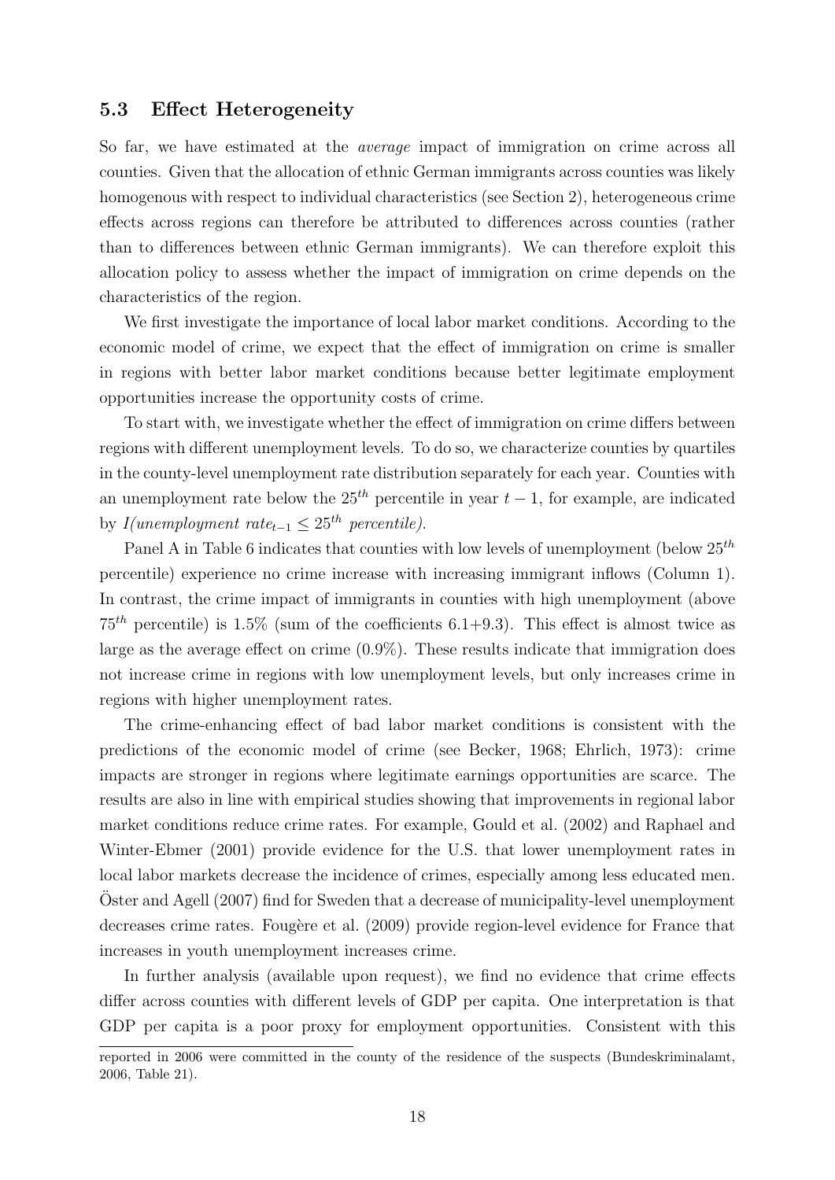### 5.3 Effect Heterogeneity

So far, we have estimated at the *average* impact of immigration on crime across all counties. Given that the allocation of ethnic German immigrants across counties was likely homogenous with respect to individual characteristics (see Section 2), heterogeneous crime effects across regions can therefore be attributed to differences across counties (rather than to differences between ethnic German immigrants). We can therefore exploit this allocation policy to assess whether the impact of immigration on crime depends on the characteristics of the region.

We first investigate the importance of local labor market conditions. According to the economic model of crime, we expect that the effect of immigration on crime is smaller in regions with better labor market conditions because better legitimate employment opportunities increase the opportunity costs of crime.

To start with, we investigate whether the effect of immigration on crime differs between regions with different unemployment levels. To do so, we characterize counties by quartiles in the county-level unemployment rate distribution separately for each year. Counties with an unemployment rate below the $25^{th}$ percentile in year $t-1$, for example, are indicated by $I(\textit{unemployment rate}_{t-1} \leq 25^{th}\ \textit{percentile})$.

Panel A in Table 6 indicates that counties with low levels of unemployment (below $25^{th}$ percentile) experience no crime increase with increasing immigrant inflows (Column 1). In contrast, the crime impact of immigrants in counties with high unemployment (above $75^{th}$ percentile) is 1.5% (sum of the coefficients 6.1+9.3). This effect is almost twice as large as the average effect on crime (0.9%). These results indicate that immigration does not increase crime in regions with low unemployment levels, but only increases crime in regions with higher unemployment rates.

The crime-enhancing effect of bad labor market conditions is consistent with the predictions of the economic model of crime (see Becker, 1968; Ehrlich, 1973): crime impacts are stronger in regions where legitimate earnings opportunities are scarce. The results are also in line with empirical studies showing that improvements in regional labor market conditions reduce crime rates. For example, Gould et al. (2002) and Raphael and Winter-Ebmer (2001) provide evidence for the U.S. that lower unemployment rates in local labor markets decrease the incidence of crimes, especially among less educated men. Öster and Agell (2007) find for Sweden that a decrease of municipality-level unemployment decreases crime rates. Fougère et al. (2009) provide region-level evidence for France that increases in youth unemployment increases crime.

In further analysis (available upon request), we find no evidence that crime effects differ across counties with different levels of GDP per capita. One interpretation is that GDP per capita is a poor proxy for employment opportunities. Consistent with this

reported in 2006 were committed in the county of the residence of the suspects (Bundeskriminalamt, 2006, Table 21).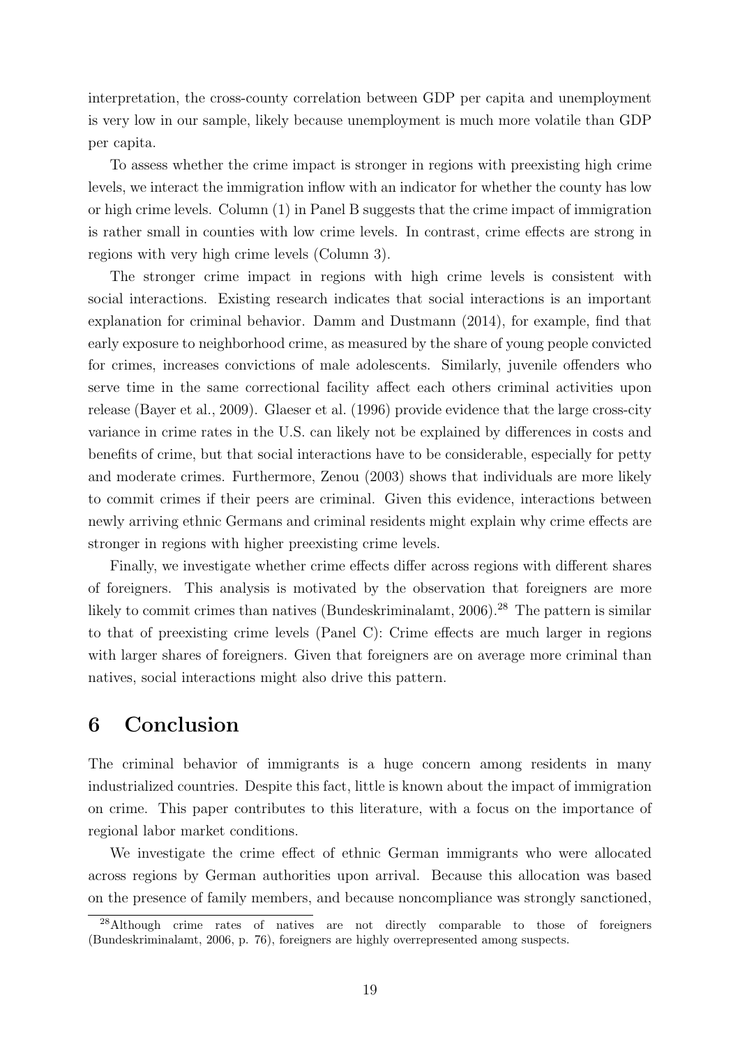interpretation, the cross-county correlation between GDP per capita and unemployment is very low in our sample, likely because unemployment is much more volatile than GDP per capita.

To assess whether the crime impact is stronger in regions with preexisting high crime levels, we interact the immigration inflow with an indicator for whether the county has low or high crime levels. Column (1) in Panel B suggests that the crime impact of immigration is rather small in counties with low crime levels. In contrast, crime effects are strong in regions with very high crime levels (Column 3).

The stronger crime impact in regions with high crime levels is consistent with social interactions. Existing research indicates that social interactions is an important explanation for criminal behavior. Damm and Dustmann (2014), for example, find that early exposure to neighborhood crime, as measured by the share of young people convicted for crimes, increases convictions of male adolescents. Similarly, juvenile offenders who serve time in the same correctional facility affect each others criminal activities upon release (Bayer et al., 2009). Glaeser et al. (1996) provide evidence that the large cross-city variance in crime rates in the U.S. can likely not be explained by differences in costs and benefits of crime, but that social interactions have to be considerable, especially for petty and moderate crimes. Furthermore, Zenou (2003) shows that individuals are more likely to commit crimes if their peers are criminal. Given this evidence, interactions between newly arriving ethnic Germans and criminal residents might explain why crime effects are stronger in regions with higher preexisting crime levels.

Finally, we investigate whether crime effects differ across regions with different shares of foreigners. This analysis is motivated by the observation that foreigners are more likely to commit crimes than natives (Bundeskriminalamt, 2006).[28] The pattern is similar to that of preexisting crime levels (Panel C): Crime effects are much larger in regions with larger shares of foreigners. Given that foreigners are on average more criminal than natives, social interactions might also drive this pattern.

# 6 Conclusion

The criminal behavior of immigrants is a huge concern among residents in many industrialized countries. Despite this fact, little is known about the impact of immigration on crime. This paper contributes to this literature, with a focus on the importance of regional labor market conditions.

We investigate the crime effect of ethnic German immigrants who were allocated across regions by German authorities upon arrival. Because this allocation was based on the presence of family members, and because noncompliance was strongly sanctioned,

[28] Although crime rates of natives are not directly comparable to those of foreigners (Bundeskriminalamt, 2006, p. 76), foreigners are highly overrepresented among suspects.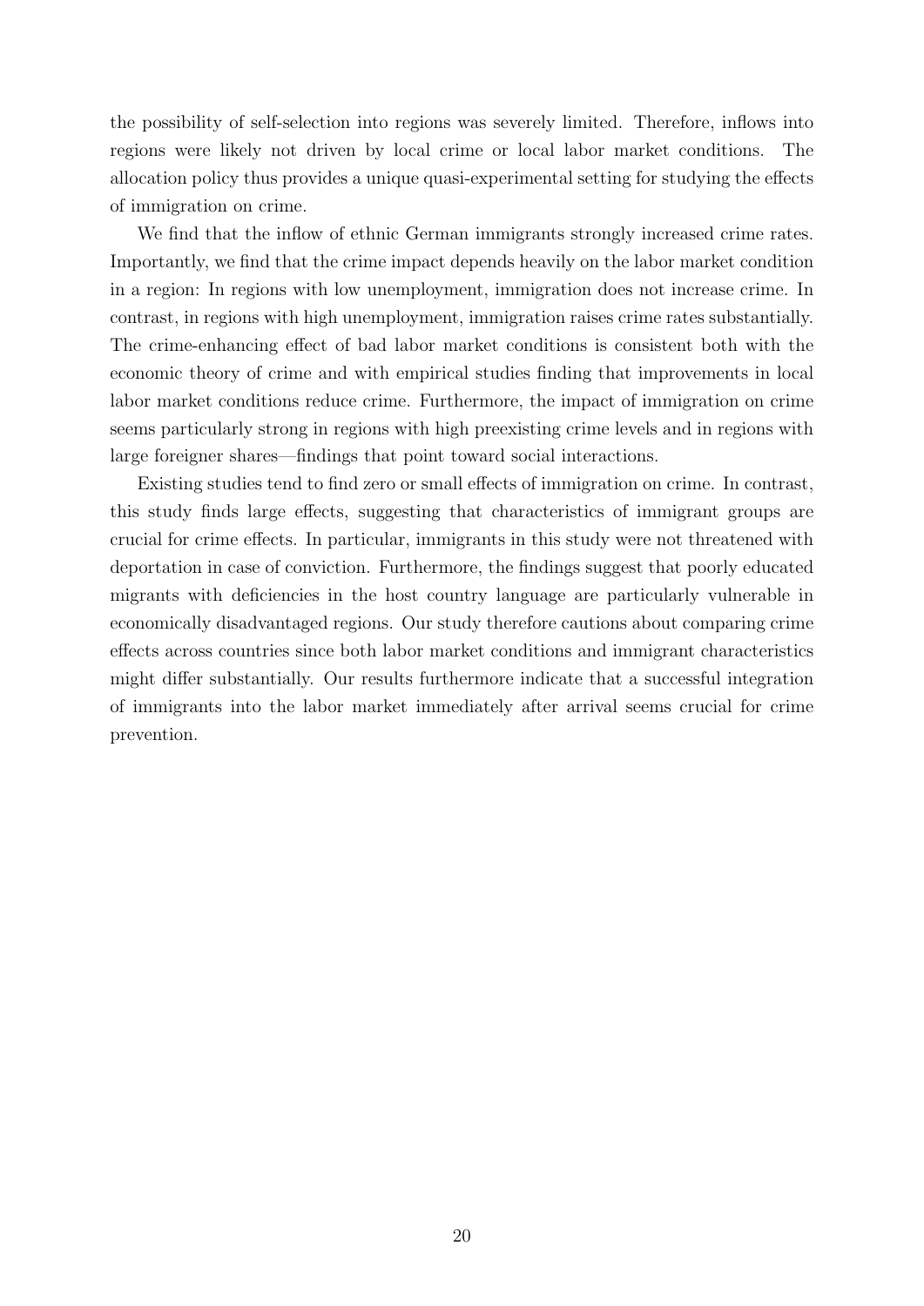the possibility of self-selection into regions was severely limited. Therefore, inflows into regions were likely not driven by local crime or local labor market conditions. The allocation policy thus provides a unique quasi-experimental setting for studying the effects of immigration on crime.

We find that the inflow of ethnic German immigrants strongly increased crime rates. Importantly, we find that the crime impact depends heavily on the labor market condition in a region: In regions with low unemployment, immigration does not increase crime. In contrast, in regions with high unemployment, immigration raises crime rates substantially. The crime-enhancing effect of bad labor market conditions is consistent both with the economic theory of crime and with empirical studies finding that improvements in local labor market conditions reduce crime. Furthermore, the impact of immigration on crime seems particularly strong in regions with high preexisting crime levels and in regions with large foreigner shares—findings that point toward social interactions.

Existing studies tend to find zero or small effects of immigration on crime. In contrast, this study finds large effects, suggesting that characteristics of immigrant groups are crucial for crime effects. In particular, immigrants in this study were not threatened with deportation in case of conviction. Furthermore, the findings suggest that poorly educated migrants with deficiencies in the host country language are particularly vulnerable in economically disadvantaged regions. Our study therefore cautions about comparing crime effects across countries since both labor market conditions and immigrant characteristics might differ substantially. Our results furthermore indicate that a successful integration of immigrants into the labor market immediately after arrival seems crucial for crime prevention.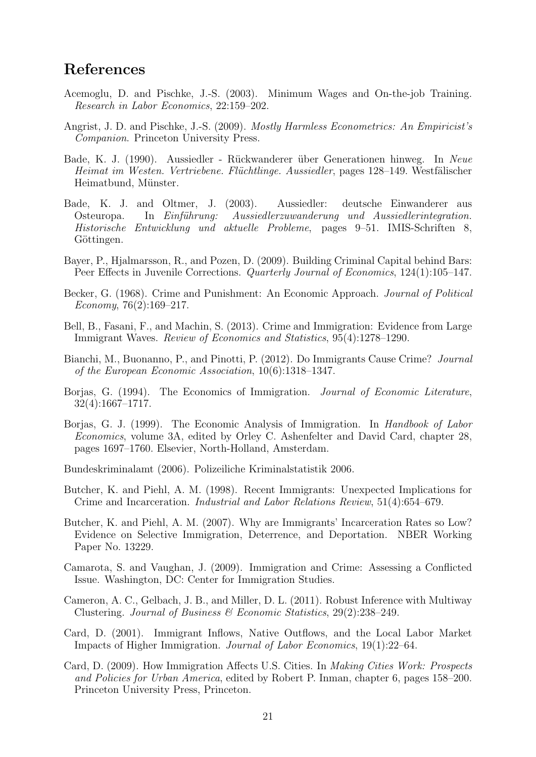# References

Acemoglu, D. and Pischke, J.-S. (2003). Minimum Wages and On-the-job Training. *Research in Labor Economics*, 22:159–202.

Angrist, J. D. and Pischke, J.-S. (2009). *Mostly Harmless Econometrics: An Empiricist's Companion*. Princeton University Press.

Bade, K. J. (1990). Aussiedler - Rückwanderer über Generationen hinweg. In *Neue Heimat im Westen. Vertriebene. Flüchtlinge. Aussiedler*, pages 128–149. Westfälischer Heimatbund, Münster.

Bade, K. J. and Oltmer, J. (2003). Aussiedler: deutsche Einwanderer aus Osteuropa. In *Einführung: Aussiedlerzuwanderung und Aussiedlerintegration. Historische Entwicklung und aktuelle Probleme*, pages 9–51. IMIS-Schriften 8, Göttingen.

Bayer, P., Hjalmarsson, R., and Pozen, D. (2009). Building Criminal Capital behind Bars: Peer Effects in Juvenile Corrections. *Quarterly Journal of Economics*, 124(1):105–147.

Becker, G. (1968). Crime and Punishment: An Economic Approach. *Journal of Political Economy*, 76(2):169–217.

Bell, B., Fasani, F., and Machin, S. (2013). Crime and Immigration: Evidence from Large Immigrant Waves. *Review of Economics and Statistics*, 95(4):1278–1290.

Bianchi, M., Buonanno, P., and Pinotti, P. (2012). Do Immigrants Cause Crime? *Journal of the European Economic Association*, 10(6):1318–1347.

Borjas, G. (1994). The Economics of Immigration. *Journal of Economic Literature*, 32(4):1667–1717.

Borjas, G. J. (1999). The Economic Analysis of Immigration. In *Handbook of Labor Economics*, volume 3A, edited by Orley C. Ashenfelter and David Card, chapter 28, pages 1697–1760. Elsevier, North-Holland, Amsterdam.

Bundeskriminalamt (2006). Polizeiliche Kriminalstatistik 2006.

Butcher, K. and Piehl, A. M. (1998). Recent Immigrants: Unexpected Implications for Crime and Incarceration. *Industrial and Labor Relations Review*, 51(4):654–679.

Butcher, K. and Piehl, A. M. (2007). Why are Immigrants' Incarceration Rates so Low? Evidence on Selective Immigration, Deterrence, and Deportation. NBER Working Paper No. 13229.

Camarota, S. and Vaughan, J. (2009). Immigration and Crime: Assessing a Conflicted Issue. Washington, DC: Center for Immigration Studies.

Cameron, A. C., Gelbach, J. B., and Miller, D. L. (2011). Robust Inference with Multiway Clustering. *Journal of Business & Economic Statistics*, 29(2):238–249.

Card, D. (2001). Immigrant Inflows, Native Outflows, and the Local Labor Market Impacts of Higher Immigration. *Journal of Labor Economics*, 19(1):22–64.

Card, D. (2009). How Immigration Affects U.S. Cities. In *Making Cities Work: Prospects and Policies for Urban America*, edited by Robert P. Inman, chapter 6, pages 158–200. Princeton University Press, Princeton.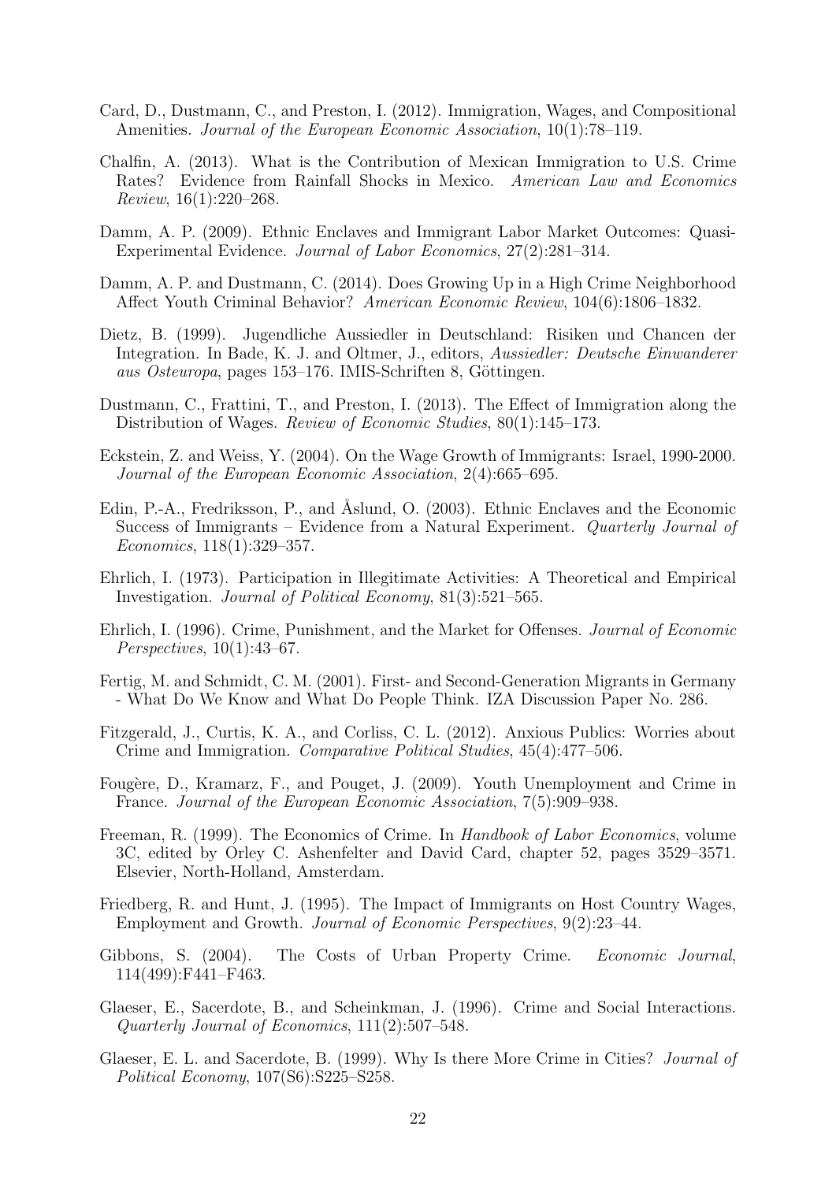Card, D., Dustmann, C., and Preston, I. (2012). Immigration, Wages, and Compositional Amenities. *Journal of the European Economic Association*, 10(1):78–119.

Chalfin, A. (2013). What is the Contribution of Mexican Immigration to U.S. Crime Rates? Evidence from Rainfall Shocks in Mexico. *American Law and Economics Review*, 16(1):220–268.

Damm, A. P. (2009). Ethnic Enclaves and Immigrant Labor Market Outcomes: Quasi-Experimental Evidence. *Journal of Labor Economics*, 27(2):281–314.

Damm, A. P. and Dustmann, C. (2014). Does Growing Up in a High Crime Neighborhood Affect Youth Criminal Behavior? *American Economic Review*, 104(6):1806–1832.

Dietz, B. (1999). Jugendliche Aussiedler in Deutschland: Risiken und Chancen der Integration. In Bade, K. J. and Oltmer, J., editors, *Aussiedler: Deutsche Einwanderer aus Osteuropa*, pages 153–176. IMIS-Schriften 8, Göttingen.

Dustmann, C., Frattini, T., and Preston, I. (2013). The Effect of Immigration along the Distribution of Wages. *Review of Economic Studies*, 80(1):145–173.

Eckstein, Z. and Weiss, Y. (2004). On the Wage Growth of Immigrants: Israel, 1990-2000. *Journal of the European Economic Association*, 2(4):665–695.

Edin, P.-A., Fredriksson, P., and Åslund, O. (2003). Ethnic Enclaves and the Economic Success of Immigrants – Evidence from a Natural Experiment. *Quarterly Journal of Economics*, 118(1):329–357.

Ehrlich, I. (1973). Participation in Illegitimate Activities: A Theoretical and Empirical Investigation. *Journal of Political Economy*, 81(3):521–565.

Ehrlich, I. (1996). Crime, Punishment, and the Market for Offenses. *Journal of Economic Perspectives*, 10(1):43–67.

Fertig, M. and Schmidt, C. M. (2001). First- and Second-Generation Migrants in Germany - What Do We Know and What Do People Think. IZA Discussion Paper No. 286.

Fitzgerald, J., Curtis, K. A., and Corliss, C. L. (2012). Anxious Publics: Worries about Crime and Immigration. *Comparative Political Studies*, 45(4):477–506.

Fougère, D., Kramarz, F., and Pouget, J. (2009). Youth Unemployment and Crime in France. *Journal of the European Economic Association*, 7(5):909–938.

Freeman, R. (1999). The Economics of Crime. In *Handbook of Labor Economics*, volume 3C, edited by Orley C. Ashenfelter and David Card, chapter 52, pages 3529–3571. Elsevier, North-Holland, Amsterdam.

Friedberg, R. and Hunt, J. (1995). The Impact of Immigrants on Host Country Wages, Employment and Growth. *Journal of Economic Perspectives*, 9(2):23–44.

Gibbons, S. (2004). The Costs of Urban Property Crime. *Economic Journal*, 114(499):F441–F463.

Glaeser, E., Sacerdote, B., and Scheinkman, J. (1996). Crime and Social Interactions. *Quarterly Journal of Economics*, 111(2):507–548.

Glaeser, E. L. and Sacerdote, B. (1999). Why Is there More Crime in Cities? *Journal of Political Economy*, 107(S6):S225–S258.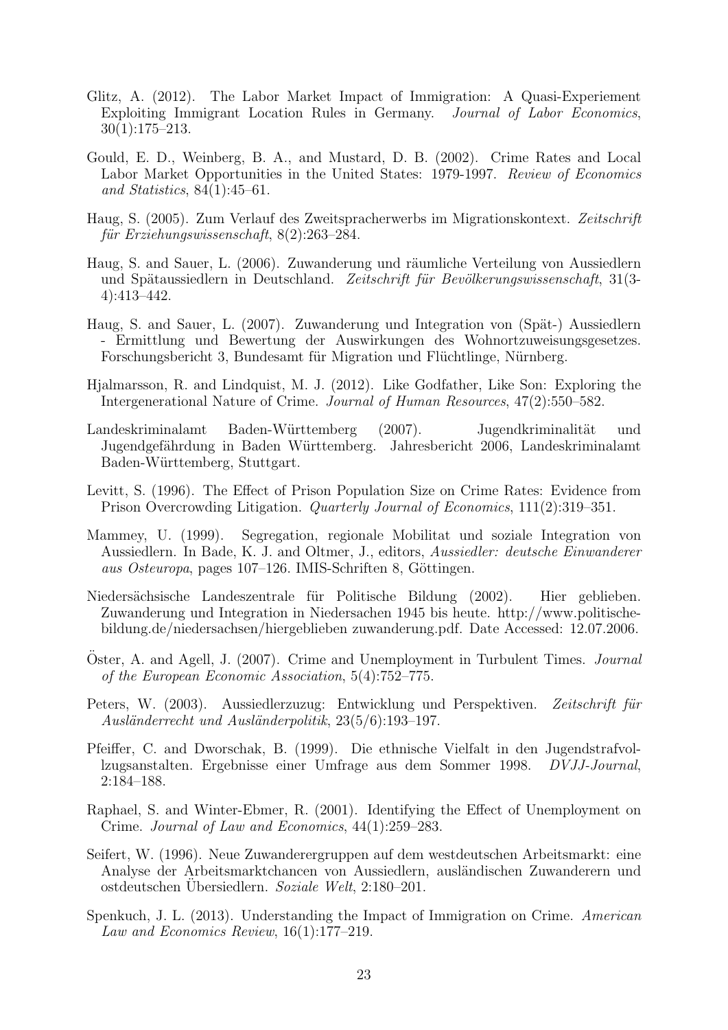Glitz, A. (2012). The Labor Market Impact of Immigration: A Quasi-Experiement Exploiting Immigrant Location Rules in Germany. *Journal of Labor Economics*, 30(1):175–213.

Gould, E. D., Weinberg, B. A., and Mustard, D. B. (2002). Crime Rates and Local Labor Market Opportunities in the United States: 1979-1997. *Review of Economics and Statistics*, 84(1):45–61.

Haug, S. (2005). Zum Verlauf des Zweitspracherwerbs im Migrationskontext. *Zeitschrift für Erziehungswissenschaft*, 8(2):263–284.

Haug, S. and Sauer, L. (2006). Zuwanderung und räumliche Verteilung von Aussiedlern und Spätaussiedlern in Deutschland. *Zeitschrift für Bevölkerungswissenschaft*, 31(3-4):413–442.

Haug, S. and Sauer, L. (2007). Zuwanderung und Integration von (Spät-) Aussiedlern - Ermittlung und Bewertung der Auswirkungen des Wohnortzuweisungsgesetzes. Forschungsbericht 3, Bundesamt für Migration und Flüchtlinge, Nürnberg.

Hjalmarsson, R. and Lindquist, M. J. (2012). Like Godfather, Like Son: Exploring the Intergenerational Nature of Crime. *Journal of Human Resources*, 47(2):550–582.

Landeskriminalamt Baden-Württemberg (2007). Jugendkriminalität und Jugendgefährdung in Baden Württemberg. Jahresbericht 2006, Landeskriminalamt Baden-Württemberg, Stuttgart.

Levitt, S. (1996). The Effect of Prison Population Size on Crime Rates: Evidence from Prison Overcrowding Litigation. *Quarterly Journal of Economics*, 111(2):319–351.

Mammey, U. (1999). Segregation, regionale Mobilitat und soziale Integration von Aussiedlern. In Bade, K. J. and Oltmer, J., editors, *Aussiedler: deutsche Einwanderer aus Osteuropa*, pages 107–126. IMIS-Schriften 8, Göttingen.

Niedersächsische Landeszentrale für Politische Bildung (2002). Hier geblieben. Zuwanderung und Integration in Niedersachen 1945 bis heute. http://www.politische-bildung.de/niedersachsen/hiergeblieben zuwanderung.pdf. Date Accessed: 12.07.2006.

Öster, A. and Agell, J. (2007). Crime and Unemployment in Turbulent Times. *Journal of the European Economic Association*, 5(4):752–775.

Peters, W. (2003). Aussiedlerzuzug: Entwicklung und Perspektiven. *Zeitschrift für Ausländerrecht und Ausländerpolitik*, 23(5/6):193–197.

Pfeiffer, C. and Dworschak, B. (1999). Die ethnische Vielfalt in den Jugendstrafvollzugsanstalten. Ergebnisse einer Umfrage aus dem Sommer 1998. *DVJJ-Journal*, 2:184–188.

Raphael, S. and Winter-Ebmer, R. (2001). Identifying the Effect of Unemployment on Crime. *Journal of Law and Economics*, 44(1):259–283.

Seifert, W. (1996). Neue Zuwanderergruppen auf dem westdeutschen Arbeitsmarkt: eine Analyse der Arbeitsmarktchancen von Aussiedlern, ausländischen Zuwanderern und ostdeutschen Übersiedlern. *Soziale Welt*, 2:180–201.

Spenkuch, J. L. (2013). Understanding the Impact of Immigration on Crime. *American Law and Economics Review*, 16(1):177–219.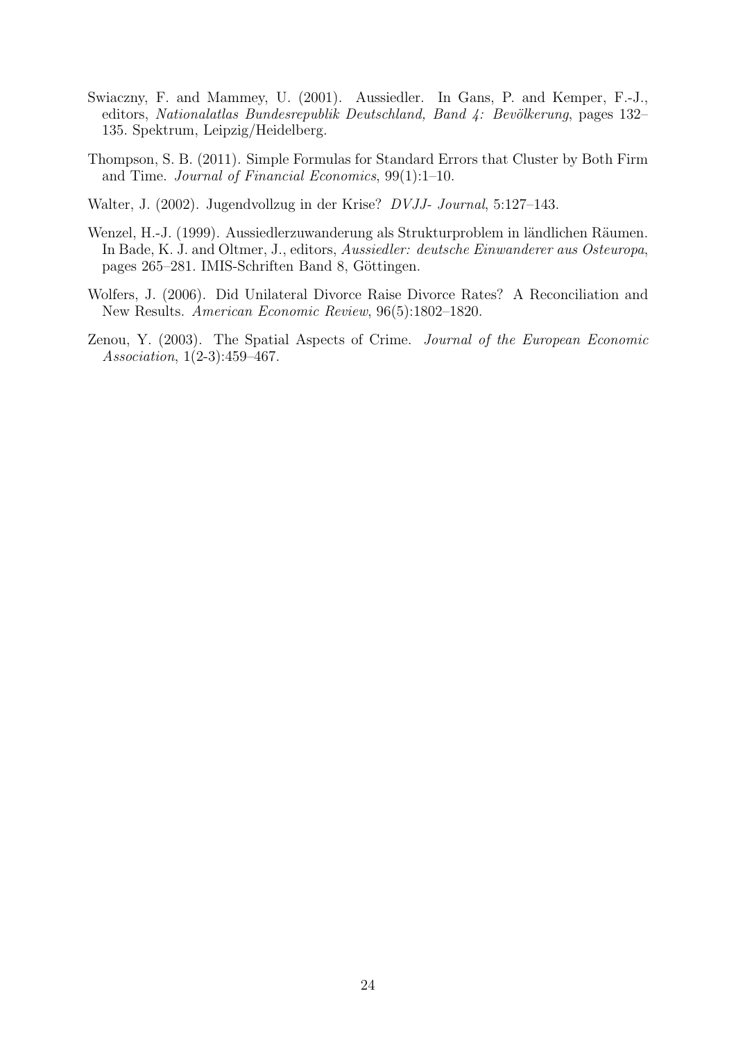Swiaczny, F. and Mammey, U. (2001). Aussiedler. In Gans, P. and Kemper, F.-J., editors, *Nationalatlas Bundesrepublik Deutschland, Band 4: Bevölkerung*, pages 132–135. Spektrum, Leipzig/Heidelberg.

Thompson, S. B. (2011). Simple Formulas for Standard Errors that Cluster by Both Firm and Time. *Journal of Financial Economics*, 99(1):1–10.

Walter, J. (2002). Jugendvollzug in der Krise? *DVJJ- Journal*, 5:127–143.

Wenzel, H.-J. (1999). Aussiedlerzuwanderung als Strukturproblem in ländlichen Räumen. In Bade, K. J. and Oltmer, J., editors, *Aussiedler: deutsche Einwanderer aus Osteuropa*, pages 265–281. IMIS-Schriften Band 8, Göttingen.

Wolfers, J. (2006). Did Unilateral Divorce Raise Divorce Rates? A Reconciliation and New Results. *American Economic Review*, 96(5):1802–1820.

Zenou, Y. (2003). The Spatial Aspects of Crime. *Journal of the European Economic Association*, 1(2-3):459–467.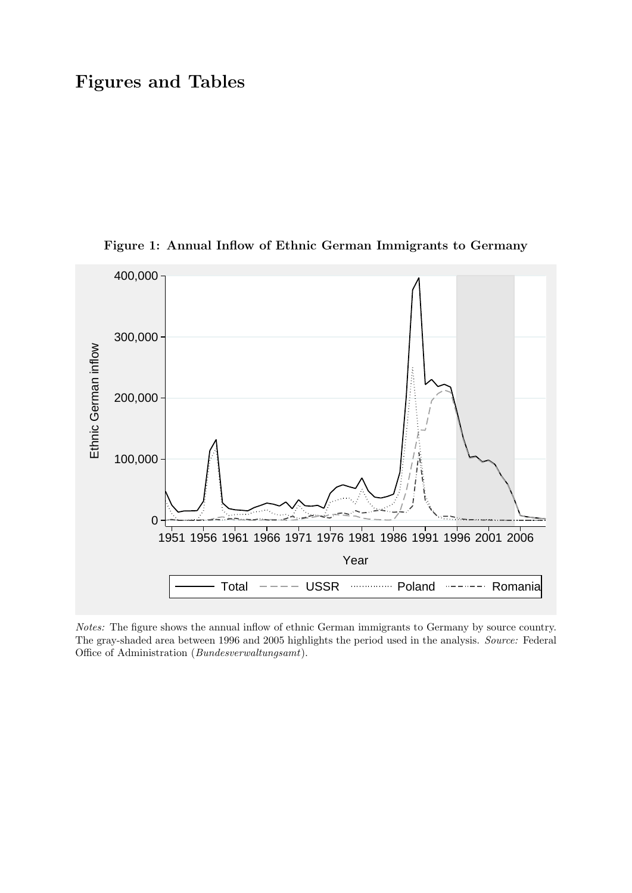# Figures and Tables

**Figure 1: Annual Inflow of Ethnic German Immigrants to Germany**

*Notes:* The figure shows the annual inflow of ethnic German immigrants to Germany by source country. The gray-shaded area between 1996 and 2005 highlights the period used in the analysis. *Source:* Federal Office of Administration (*Bundesverwaltungsamt*).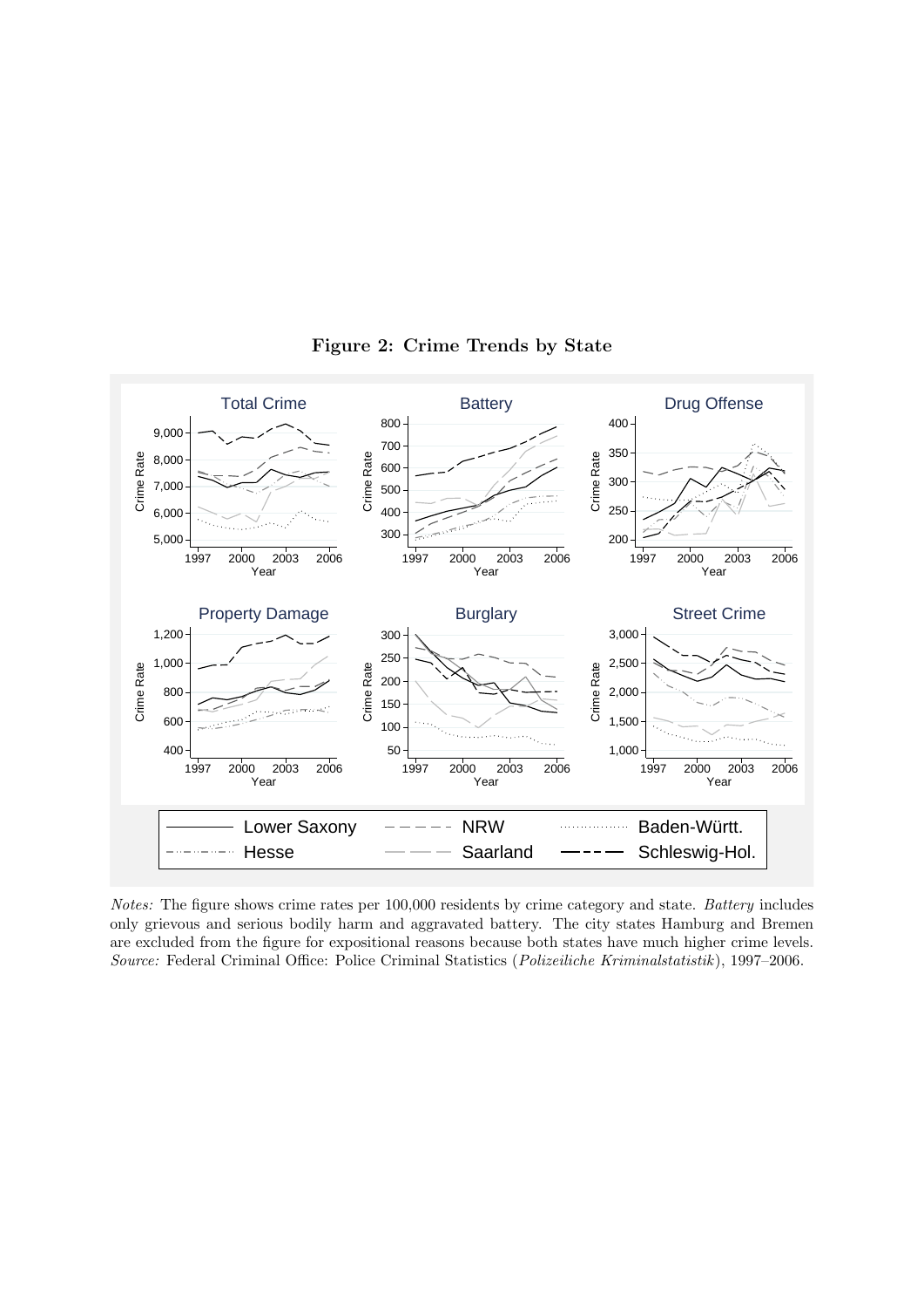**Figure 2: Crime Trends by State**

*Notes:* The figure shows crime rates per 100,000 residents by crime category and state. *Battery* includes only grievous and serious bodily harm and aggravated battery. The city states Hamburg and Bremen are excluded from the figure for expositional reasons because both states have much higher crime levels. *Source:* Federal Criminal Office: Police Criminal Statistics (*Polizeiliche Kriminalstatistik*), 1997–2006.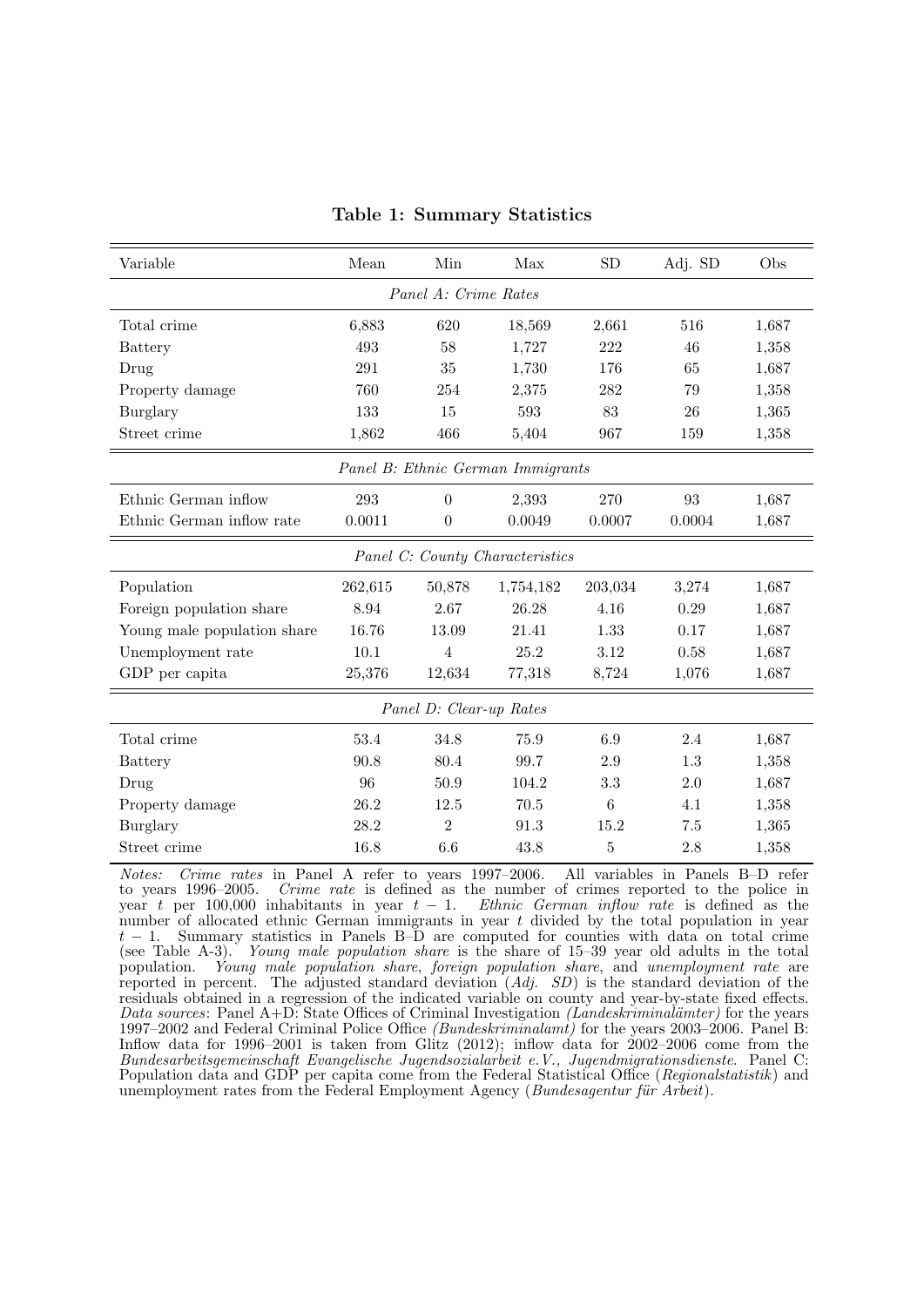**Table 1: Summary Statistics**

| Variable | Mean | Min | Max | SD | Adj. SD | Obs |
|---|---|---|---|---|---|---|
| *Panel A: Crime Rates* | | | | | | |
| Total crime | 6,883 | 620 | 18,569 | 2,661 | 516 | 1,687 |
| Battery | 493 | 58 | 1,727 | 222 | 46 | 1,358 |
| Drug | 291 | 35 | 1,730 | 176 | 65 | 1,687 |
| Property damage | 760 | 254 | 2,375 | 282 | 79 | 1,358 |
| Burglary | 133 | 15 | 593 | 83 | 26 | 1,365 |
| Street crime | 1,862 | 466 | 5,404 | 967 | 159 | 1,358 |
| *Panel B: Ethnic German Immigrants* | | | | | | |
| Ethnic German inflow | 293 | 0 | 2,393 | 270 | 93 | 1,687 |
| Ethnic German inflow rate | 0.0011 | 0 | 0.0049 | 0.0007 | 0.0004 | 1,687 |
| *Panel C: County Characteristics* | | | | | | |
| Population | 262,615 | 50,878 | 1,754,182 | 203,034 | 3,274 | 1,687 |
| Foreign population share | 8.94 | 2.67 | 26.28 | 4.16 | 0.29 | 1,687 |
| Young male population share | 16.76 | 13.09 | 21.41 | 1.33 | 0.17 | 1,687 |
| Unemployment rate | 10.1 | 4 | 25.2 | 3.12 | 0.58 | 1,687 |
| GDP per capita | 25,376 | 12,634 | 77,318 | 8,724 | 1,076 | 1,687 |
| *Panel D: Clear-up Rates* | | | | | | |
| Total crime | 53.4 | 34.8 | 75.9 | 6.9 | 2.4 | 1,687 |
| Battery | 90.8 | 80.4 | 99.7 | 2.9 | 1.3 | 1,358 |
| Drug | 96 | 50.9 | 104.2 | 3.3 | 2.0 | 1,687 |
| Property damage | 26.2 | 12.5 | 70.5 | 6 | 4.1 | 1,358 |
| Burglary | 28.2 | 2 | 91.3 | 15.2 | 7.5 | 1,365 |
| Street crime | 16.8 | 6.6 | 43.8 | 5 | 2.8 | 1,358 |

*Notes: Crime rates* in Panel A refer to years 1997–2006. All variables in Panels B–D refer to years 1996–2005. *Crime rate* is defined as the number of crimes reported to the police in year $t$ per 100,000 inhabitants in year $t-1$. *Ethnic German inflow rate* is defined as the number of allocated ethnic German immigrants in year $t$ divided by the total population in year $t-1$. Summary statistics in Panels B–D are computed for counties with data on total crime (see Table A-3). *Young male population share* is the share of 15–39 year old adults in the total population. *Young male population share*, *foreign population share*, and *unemployment rate* are reported in percent. The adjusted standard deviation (*Adj. SD*) is the standard deviation of the residuals obtained in a regression of the indicated variable on county and year-by-state fixed effects. *Data sources*: Panel A+D: State Offices of Criminal Investigation *(Landeskriminalämter)* for the years 1997–2002 and Federal Criminal Police Office *(Bundeskriminalamt)* for the years 2003–2006. Panel B: Inflow data for 1996–2001 is taken from Glitz (2012); inflow data for 2002–2006 come from the *Bundesarbeitsgemeinschaft Evangelische Jugendsozialarbeit e.V., Jugendmigrationsdienste*. Panel C: Population data and GDP per capita come from the Federal Statistical Office (*Regionalstatistik*) and unemployment rates from the Federal Employment Agency (*Bundesagentur für Arbeit*).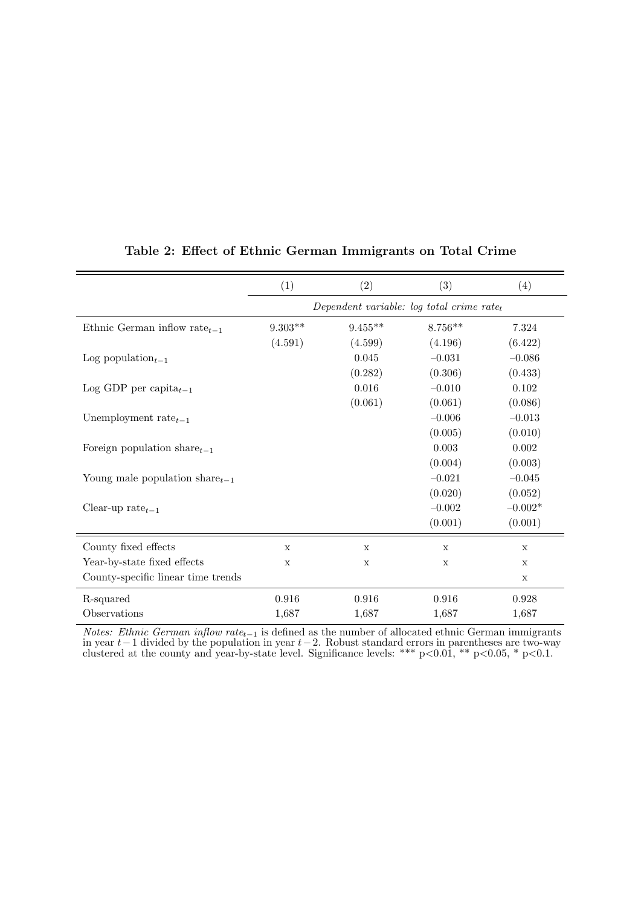**Table 2: Effect of Ethnic German Immigrants on Total Crime**

| | (1) | (2) | (3) | (4) |
|---|---|---|---|---|
| | *Dependent variable: log total crime rate$_t$* | | | |
| Ethnic German inflow rate$_{t-1}$ | 9.303** | 9.455** | 8.756** | 7.324 |
| | (4.591) | (4.599) | (4.196) | (6.422) |
| Log population$_{t-1}$ | | 0.045 | –0.031 | –0.086 |
| | | (0.282) | (0.306) | (0.433) |
| Log GDP per capita$_{t-1}$ | | 0.016 | –0.010 | 0.102 |
| | | (0.061) | (0.061) | (0.086) |
| Unemployment rate$_{t-1}$ | | | –0.006 | –0.013 |
| | | | (0.005) | (0.010) |
| Foreign population share$_{t-1}$ | | | 0.003 | 0.002 |
| | | | (0.004) | (0.003) |
| Young male population share$_{t-1}$ | | | –0.021 | –0.045 |
| | | | (0.020) | (0.052) |
| Clear-up rate$_{t-1}$ | | | –0.002 | –0.002* |
| | | | (0.001) | (0.001) |
| County fixed effects | x | x | x | x |
| Year-by-state fixed effects | x | x | x | x |
| County-specific linear time trends | | | | x |
| R-squared | 0.916 | 0.916 | 0.916 | 0.928 |
| Observations | 1,687 | 1,687 | 1,687 | 1,687 |

*Notes: Ethnic German inflow rate$_{t-1}$* is defined as the number of allocated ethnic German immigrants in year $t-1$ divided by the population in year $t-2$. Robust standard errors in parentheses are two-way clustered at the county and year-by-state level. Significance levels: *** p<0.01, ** p<0.05, * p<0.1.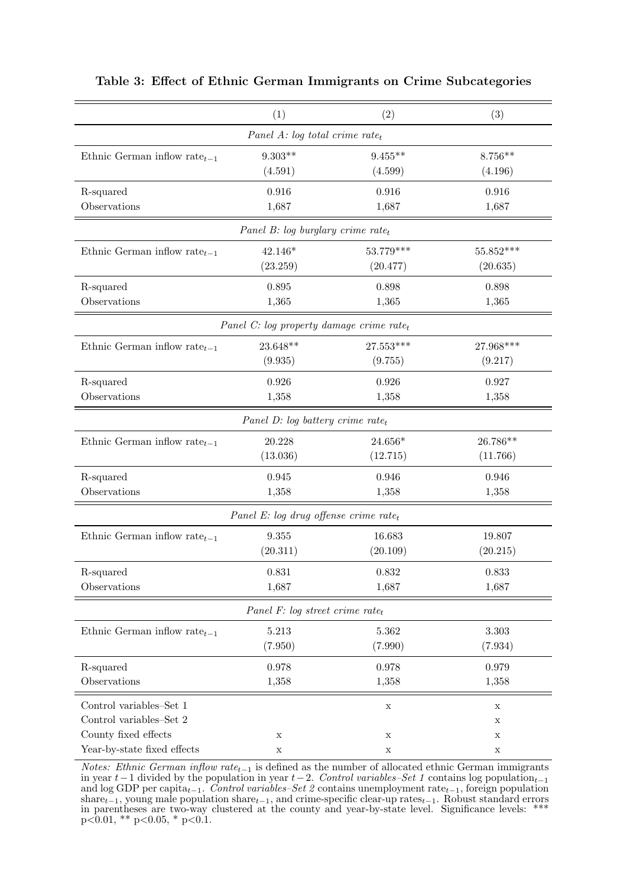**Table 3: Effect of Ethnic German Immigrants on Crime Subcategories**

| | (1) | (2) | (3) |
|---|---|---|---|
| *Panel A: log total crime rate$_t$* | | | |
| Ethnic German inflow rate$_{t-1}$ | 9.303** | 9.455** | 8.756** |
| | (4.591) | (4.599) | (4.196) |
| R-squared | 0.916 | 0.916 | 0.916 |
| Observations | 1,687 | 1,687 | 1,687 |
| *Panel B: log burglary crime rate$_t$* | | | |
| Ethnic German inflow rate$_{t-1}$ | 42.146* | 53.779*** | 55.852*** |
| | (23.259) | (20.477) | (20.635) |
| R-squared | 0.895 | 0.898 | 0.898 |
| Observations | 1,365 | 1,365 | 1,365 |
| *Panel C: log property damage crime rate$_t$* | | | |
| Ethnic German inflow rate$_{t-1}$ | 23.648** | 27.553*** | 27.968*** |
| | (9.935) | (9.755) | (9.217) |
| R-squared | 0.926 | 0.926 | 0.927 |
| Observations | 1,358 | 1,358 | 1,358 |
| *Panel D: log battery crime rate$_t$* | | | |
| Ethnic German inflow rate$_{t-1}$ | 20.228 | 24.656* | 26.786** |
| | (13.036) | (12.715) | (11.766) |
| R-squared | 0.945 | 0.946 | 0.946 |
| Observations | 1,358 | 1,358 | 1,358 |
| *Panel E: log drug offense crime rate$_t$* | | | |
| Ethnic German inflow rate$_{t-1}$ | 9.355 | 16.683 | 19.807 |
| | (20.311) | (20.109) | (20.215) |
| R-squared | 0.831 | 0.832 | 0.833 |
| Observations | 1,687 | 1,687 | 1,687 |
| *Panel F: log street crime rate$_t$* | | | |
| Ethnic German inflow rate$_{t-1}$ | 5.213 | 5.362 | 3.303 |
| | (7.950) | (7.990) | (7.934) |
| R-squared | 0.978 | 0.978 | 0.979 |
| Observations | 1,358 | 1,358 | 1,358 |
| Control variables–Set 1 | | x | x |
| Control variables–Set 2 | | | x |
| County fixed effects | x | x | x |
| Year-by-state fixed effects | x | x | x |

*Notes: Ethnic German inflow rate$_{t-1}$* is defined as the number of allocated ethnic German immigrants in year $t-1$ divided by the population in year $t-2$. *Control variables–Set 1* contains log population$_{t-1}$ and log GDP per capita$_{t-1}$. *Control variables–Set 2* contains unemployment rate$_{t-1}$, foreign population share$_{t-1}$, young male population share$_{t-1}$, and crime-specific clear-up rates$_{t-1}$. Robust standard errors in parentheses are two-way clustered at the county and year-by-state level. Significance levels: *** $p<0.01$, ** $p<0.05$, * $p<0.1$.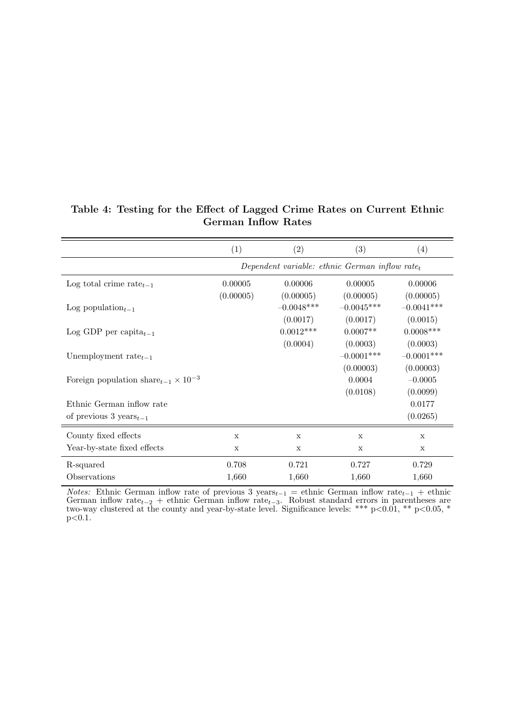**Table 4: Testing for the Effect of Lagged Crime Rates on Current Ethnic German Inflow Rates**

| | (1) | (2) | (3) | (4) |
|---|---|---|---|---|
| | *Dependent variable: ethnic German inflow rate$_t$* | | | |
| Log total crime rate$_{t-1}$ | 0.00005 | 0.00006 | 0.00005 | 0.00006 |
| | (0.00005) | (0.00005) | (0.00005) | (0.00005) |
| Log population$_{t-1}$ | | –0.0048*** | –0.0045*** | –0.0041*** |
| | | (0.0017) | (0.0017) | (0.0015) |
| Log GDP per capita$_{t-1}$ | | 0.0012*** | 0.0007** | 0.0008*** |
| | | (0.0004) | (0.0003) | (0.0003) |
| Unemployment rate$_{t-1}$ | | | –0.0001*** | –0.0001*** |
| | | | (0.00003) | (0.00003) |
| Foreign population share$_{t-1}$ $\times 10^{-3}$ | | | 0.0004 | –0.0005 |
| | | | (0.0108) | (0.0099) |
| Ethnic German inflow rate of previous 3 years$_{t-1}$ | | | | 0.0177 |
| | | | | (0.0265) |
| County fixed effects | x | x | x | x |
| Year-by-state fixed effects | x | x | x | x |
| R-squared | 0.708 | 0.721 | 0.727 | 0.729 |
| Observations | 1,660 | 1,660 | 1,660 | 1,660 |

*Notes:* Ethnic German inflow rate of previous 3 years$_{t-1}$ = ethnic German inflow rate$_{t-1}$ + ethnic German inflow rate$_{t-2}$ + ethnic German inflow rate$_{t-3}$. Robust standard errors in parentheses are two-way clustered at the county and year-by-state level. Significance levels: *** p<0.01, ** p<0.05, * p<0.1.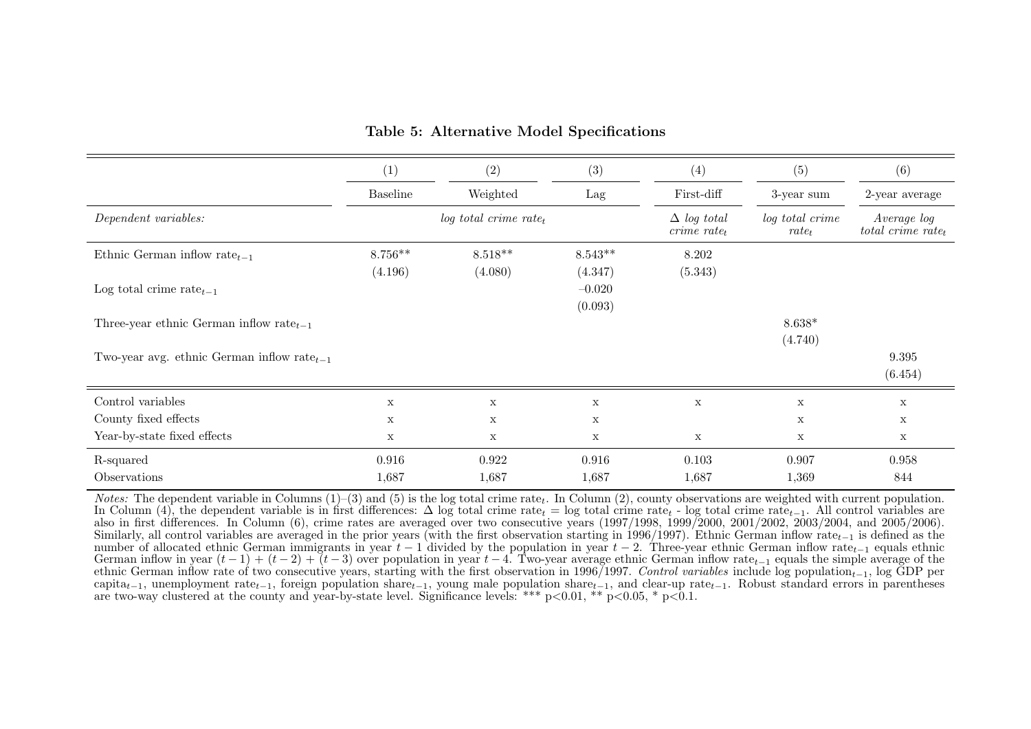**Table 5: Alternative Model Specifications**

| | (1) | (2) | (3) | (4) | (5) | (6) |
|---|---|---|---|---|---|---|
| | Baseline | Weighted | Lag | First-diff | 3-year sum | 2-year average |
| *Dependent variables:* | *log total crime rate$_t$* | | | *$\Delta$ log total crime rate$_t$* | *log total crime rate$_t$* | *Average log total crime rate$_t$* |
| Ethnic German inflow rate$_{t-1}$ | 8.756** | 8.518** | 8.543** | 8.202 | | |
| | (4.196) | (4.080) | (4.347) | (5.343) | | |
| Log total crime rate$_{t-1}$ | | | –0.020 | | | |
| | | | (0.093) | | | |
| Three-year ethnic German inflow rate$_{t-1}$ | | | | | 8.638* | |
| | | | | | (4.740) | |
| Two-year avg. ethnic German inflow rate$_{t-1}$ | | | | | | 9.395 |
| | | | | | | (6.454) |
| Control variables | x | x | x | x | x | x |
| County fixed effects | x | x | x | | x | x |
| Year-by-state fixed effects | x | x | x | x | x | x |
| R-squared | 0.916 | 0.922 | 0.916 | 0.103 | 0.907 | 0.958 |
| Observations | 1,687 | 1,687 | 1,687 | 1,687 | 1,369 | 844 |

*Notes:* The dependent variable in Columns (1)–(3) and (5) is the log total crime rate$_t$. In Column (2), county observations are weighted with current population. In Column (4), the dependent variable is in first differences: $\Delta$ log total crime rate$_t$ = log total crime rate$_t$ - log total crime rate$_{t-1}$. All control variables are also in first differences. In Column (6), crime rates are averaged over two consecutive years (1997/1998, 1999/2000, 2001/2002, 2003/2004, and 2005/2006). Similarly, all control variables are averaged in the prior years (with the first observation starting in 1996/1997). Ethnic German inflow rate$_{t-1}$ is defined as the number of allocated ethnic German immigrants in year $t-1$ divided by the population in year $t-2$. Three-year ethnic German inflow rate$_{t-1}$ equals ethnic German inflow in year $(t-1)+(t-2)+(t-3)$ over population in year $t-4$. Two-year average ethnic German inflow rate$_{t-1}$ equals the simple average of the ethnic German inflow rate of two consecutive years, starting with the first observation in 1996/1997. *Control variables* include log population$_{t-1}$, log GDP per capita$_{t-1}$, unemployment rate$_{t-1}$, foreign population share$_{t-1}$, young male population share$_{t-1}$, and clear-up rate$_{t-1}$. Robust standard errors in parentheses are two-way clustered at the county and year-by-state level. Significance levels: *** p<0.01, ** p<0.05, * p<0.1.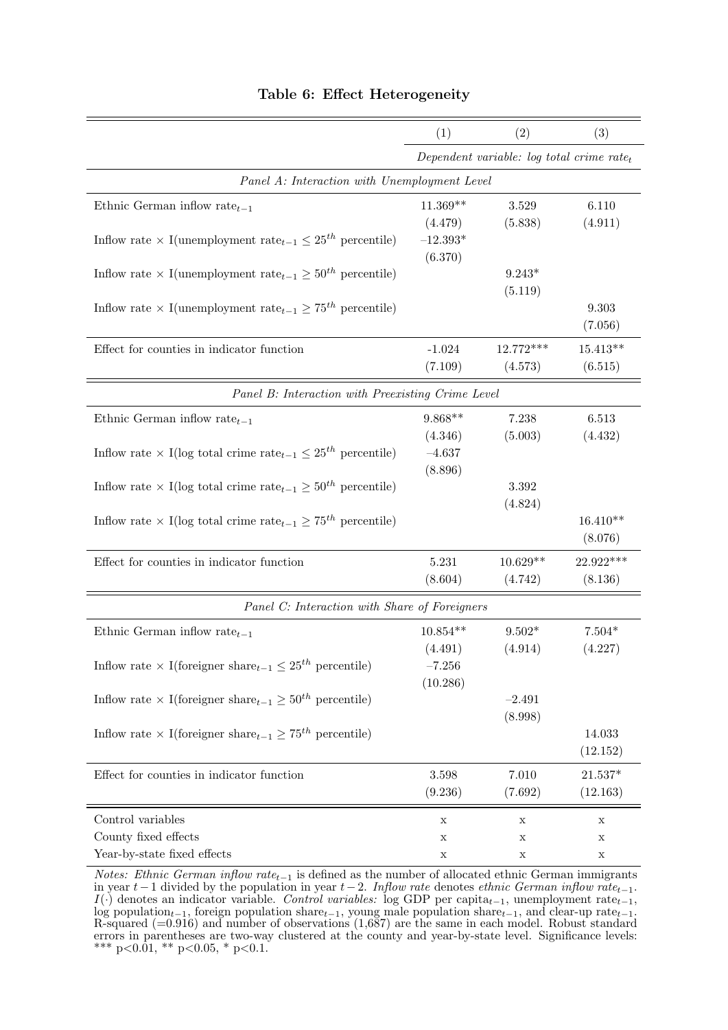# Table 6: Effect Heterogeneity

| | (1) | (2) | (3) |
|---|---|---|---|
| | *Dependent variable: log total crime rate$_t$* | | |
| *Panel A: Interaction with Unemployment Level* | | | |
| Ethnic German inflow rate$_{t-1}$ | 11.369** | 3.529 | 6.110 |
| | (4.479) | (5.838) | (4.911) |
| Inflow rate × I(unemployment rate$_{t-1}$ ≤ 25$^{th}$ percentile) | –12.393* | | |
| | (6.370) | | |
| Inflow rate × I(unemployment rate$_{t-1}$ ≥ 50$^{th}$ percentile) | | 9.243* | |
| | | (5.119) | |
| Inflow rate × I(unemployment rate$_{t-1}$ ≥ 75$^{th}$ percentile) | | | 9.303 |
| | | | (7.056) |
| Effect for counties in indicator function | -1.024 | 12.772*** | 15.413** |
| | (7.109) | (4.573) | (6.515) |
| *Panel B: Interaction with Preexisting Crime Level* | | | |
| Ethnic German inflow rate$_{t-1}$ | 9.868** | 7.238 | 6.513 |
| | (4.346) | (5.003) | (4.432) |
| Inflow rate × I(log total crime rate$_{t-1}$ ≤ 25$^{th}$ percentile) | –4.637 | | |
| | (8.896) | | |
| Inflow rate × I(log total crime rate$_{t-1}$ ≥ 50$^{th}$ percentile) | | 3.392 | |
| | | (4.824) | |
| Inflow rate × I(log total crime rate$_{t-1}$ ≥ 75$^{th}$ percentile) | | | 16.410** |
| | | | (8.076) |
| Effect for counties in indicator function | 5.231 | 10.629** | 22.922*** |
| | (8.604) | (4.742) | (8.136) |
| *Panel C: Interaction with Share of Foreigners* | | | |
| Ethnic German inflow rate$_{t-1}$ | 10.854** | 9.502* | 7.504* |
| | (4.491) | (4.914) | (4.227) |
| Inflow rate × I(foreigner share$_{t-1}$ ≤ 25$^{th}$ percentile) | –7.256 | | |
| | (10.286) | | |
| Inflow rate × I(foreigner share$_{t-1}$ ≥ 50$^{th}$ percentile) | | –2.491 | |
| | | (8.998) | |
| Inflow rate × I(foreigner share$_{t-1}$ ≥ 75$^{th}$ percentile) | | | 14.033 |
| | | | (12.152) |
| Effect for counties in indicator function | 3.598 | 7.010 | 21.537* |
| | (9.236) | (7.692) | (12.163) |
| Control variables | x | x | x |
| County fixed effects | x | x | x |
| Year-by-state fixed effects | x | x | x |

*Notes: Ethnic German inflow rate$_{t-1}$* is defined as the number of allocated ethnic German immigrants in year $t-1$ divided by the population in year $t-2$. *Inflow rate* denotes *ethnic German inflow rate$_{t-1}$*. $I(\cdot)$ denotes an indicator variable. *Control variables:* log GDP per capita$_{t-1}$, unemployment rate$_{t-1}$, log population$_{t-1}$, foreign population share$_{t-1}$, young male population share$_{t-1}$, and clear-up rate$_{t-1}$. R-squared (=0.916) and number of observations (1,687) are the same in each model. Robust standard errors in parentheses are two-way clustered at the county and year-by-state level. Significance levels: *** p<0.01, ** p<0.05, * p<0.1.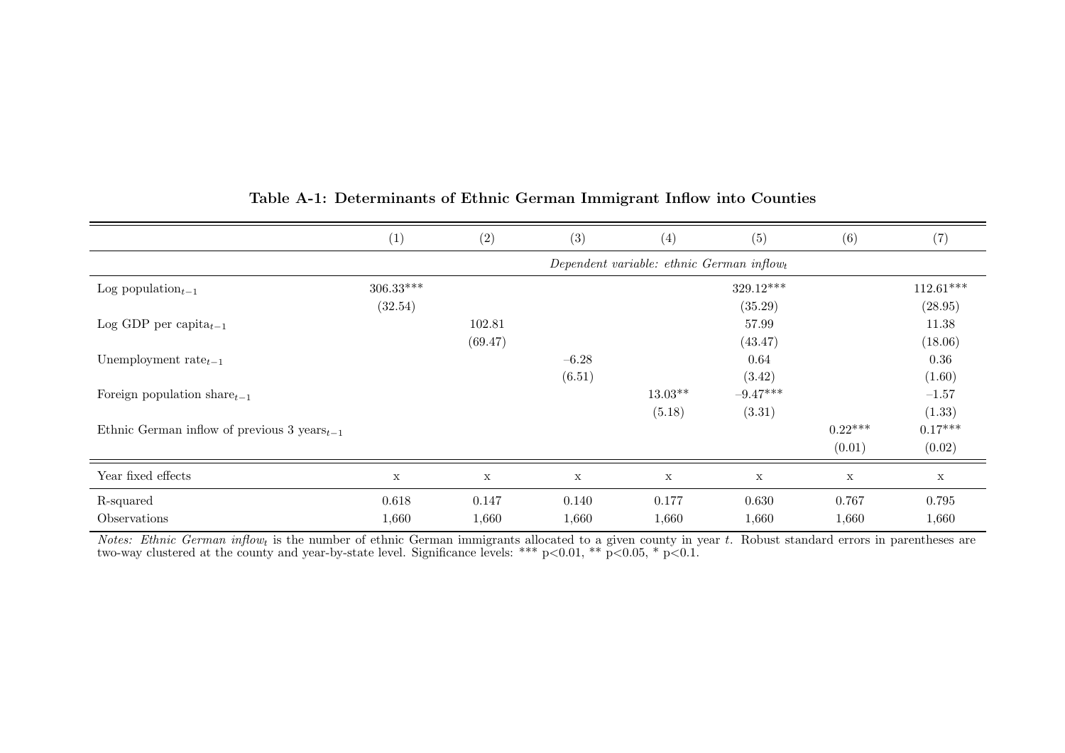**Table A-1: Determinants of Ethnic German Immigrant Inflow into Counties**

| | (1) | (2) | (3) | (4) | (5) | (6) | (7) |
|---|---|---|---|---|---|---|---|
| | *Dependent variable: ethnic German inflow$_t$* | | | | | | |
| Log population$_{t-1}$ | 306.33*** | | | | 329.12*** | | 112.61*** |
| | (32.54) | | | | (35.29) | | (28.95) |
| Log GDP per capita$_{t-1}$ | | 102.81 | | | 57.99 | | 11.38 |
| | | (69.47) | | | (43.47) | | (18.06) |
| Unemployment rate$_{t-1}$ | | | –6.28 | | 0.64 | | 0.36 |
| | | | (6.51) | | (3.42) | | (1.60) |
| Foreign population share$_{t-1}$ | | | | 13.03** | –9.47*** | | –1.57 |
| | | | | (5.18) | (3.31) | | (1.33) |
| Ethnic German inflow of previous 3 years$_{t-1}$ | | | | | | 0.22*** | 0.17*** |
| | | | | | | (0.01) | (0.02) |
| Year fixed effects | x | x | x | x | x | x | x |
| R-squared | 0.618 | 0.147 | 0.140 | 0.177 | 0.630 | 0.767 | 0.795 |
| Observations | 1,660 | 1,660 | 1,660 | 1,660 | 1,660 | 1,660 | 1,660 |

*Notes: Ethnic German inflow$_t$* is the number of ethnic German immigrants allocated to a given county in year $t$. Robust standard errors in parentheses are two-way clustered at the county and year-by-state level. Significance levels: *** p<0.01, ** p<0.05, * p<0.1.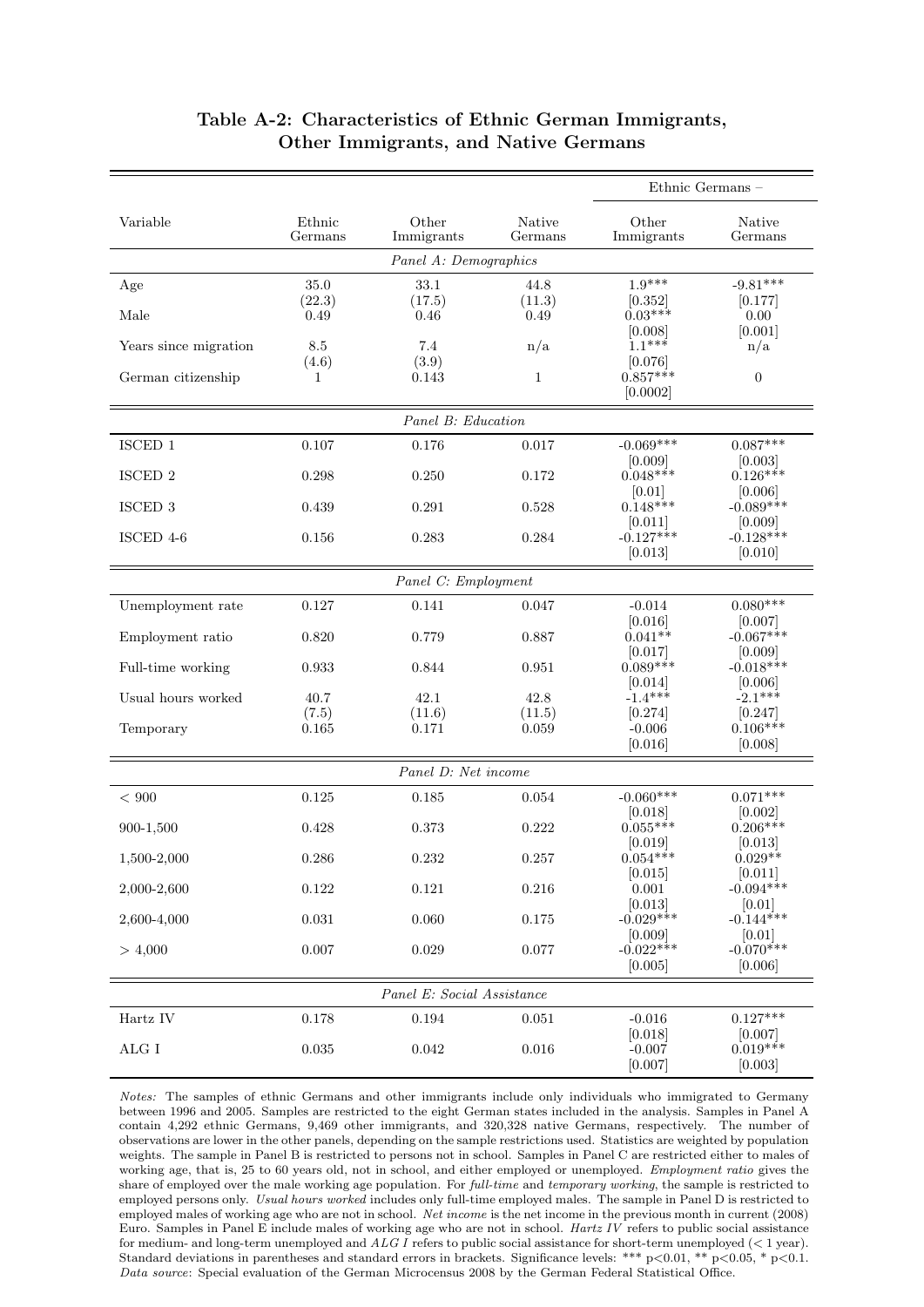**Table A-2: Characteristics of Ethnic German Immigrants, Other Immigrants, and Native Germans**

| Variable | Ethnic Germans | Other Immigrants | Native Germans | Ethnic Germans – Other Immigrants | Ethnic Germans – Native Germans |
|---|---|---|---|---|---|
| *Panel A: Demographics* | | | | | |
| Age | 35.0 | 33.1 | 44.8 | 1.9*** | -9.81*** |
| | (22.3) | (17.5) | (11.3) | [0.352] | [0.177] |
| Male | 0.49 | 0.46 | 0.49 | 0.03*** | 0.00 |
| | | | | [0.008] | [0.001] |
| Years since migration | 8.5 | 7.4 | n/a | 1.1*** | n/a |
| | (4.6) | (3.9) | | [0.076] | |
| German citizenship | 1 | 0.143 | 1 | 0.857*** | 0 |
| | | | | [0.0002] | |
| *Panel B: Education* | | | | | |
| ISCED 1 | 0.107 | 0.176 | 0.017 | -0.069*** | 0.087*** |
| | | | | [0.009] | [0.003] |
| ISCED 2 | 0.298 | 0.250 | 0.172 | 0.048*** | 0.126*** |
| | | | | [0.01] | [0.006] |
| ISCED 3 | 0.439 | 0.291 | 0.528 | 0.148*** | -0.089*** |
| | | | | [0.011] | [0.009] |
| ISCED 4-6 | 0.156 | 0.283 | 0.284 | -0.127*** | -0.128*** |
| | | | | [0.013] | [0.010] |
| *Panel C: Employment* | | | | | |
| Unemployment rate | 0.127 | 0.141 | 0.047 | -0.014 | 0.080*** |
| | | | | [0.016] | [0.007] |
| Employment ratio | 0.820 | 0.779 | 0.887 | 0.041** | -0.067*** |
| | | | | [0.017] | [0.009] |
| Full-time working | 0.933 | 0.844 | 0.951 | 0.089*** | -0.018*** |
| | | | | [0.014] | [0.006] |
| Usual hours worked | 40.7 | 42.1 | 42.8 | -1.4*** | -2.1*** |
| | (7.5) | (11.6) | (11.5) | [0.274] | [0.247] |
| Temporary | 0.165 | 0.171 | 0.059 | -0.006 | 0.106*** |
| | | | | [0.016] | [0.008] |
| *Panel D: Net income* | | | | | |
| < 900 | 0.125 | 0.185 | 0.054 | -0.060*** | 0.071*** |
| | | | | [0.018] | [0.002] |
| 900-1,500 | 0.428 | 0.373 | 0.222 | 0.055*** | 0.206*** |
| | | | | [0.019] | [0.013] |
| 1,500-2,000 | 0.286 | 0.232 | 0.257 | 0.054*** | 0.029** |
| | | | | [0.015] | [0.011] |
| 2,000-2,600 | 0.122 | 0.121 | 0.216 | 0.001 | -0.094*** |
| | | | | [0.013] | [0.01] |
| 2,600-4,000 | 0.031 | 0.060 | 0.175 | -0.029*** | -0.144*** |
| | | | | [0.009] | [0.01] |
| > 4,000 | 0.007 | 0.029 | 0.077 | -0.022*** | -0.070*** |
| | | | | [0.005] | [0.006] |
| *Panel E: Social Assistance* | | | | | |
| Hartz IV | 0.178 | 0.194 | 0.051 | -0.016 | 0.127*** |
| | | | | [0.018] | [0.007] |
| ALG I | 0.035 | 0.042 | 0.016 | -0.007 | 0.019*** |
| | | | | [0.007] | [0.003] |

*Notes:* The samples of ethnic Germans and other immigrants include only individuals who immigrated to Germany between 1996 and 2005. Samples are restricted to the eight German states included in the analysis. Samples in Panel A contain 4,292 ethnic Germans, 9,469 other immigrants, and 320,328 native Germans, respectively. The number of observations are lower in the other panels, depending on the sample restrictions used. Statistics are weighted by population weights. The sample in Panel B is restricted to persons not in school. Samples in Panel C are restricted either to males of working age, that is, 25 to 60 years old, not in school, and either employed or unemployed. *Employment ratio* gives the share of employed over the male working age population. For *full-time* and *temporary working*, the sample is restricted to employed persons only. *Usual hours worked* includes only full-time employed males. The sample in Panel D is restricted to employed males of working age who are not in school. *Net income* is the net income in the previous month in current (2008) Euro. Samples in Panel E include males of working age who are not in school. *Hartz IV* refers to public social assistance for medium- and long-term unemployed and *ALG I* refers to public social assistance for short-term unemployed (< 1 year). Standard deviations in parentheses and standard errors in brackets. Significance levels: *** p<0.01, ** p<0.05, * p<0.1. *Data source*: Special evaluation of the German Microcensus 2008 by the German Federal Statistical Office.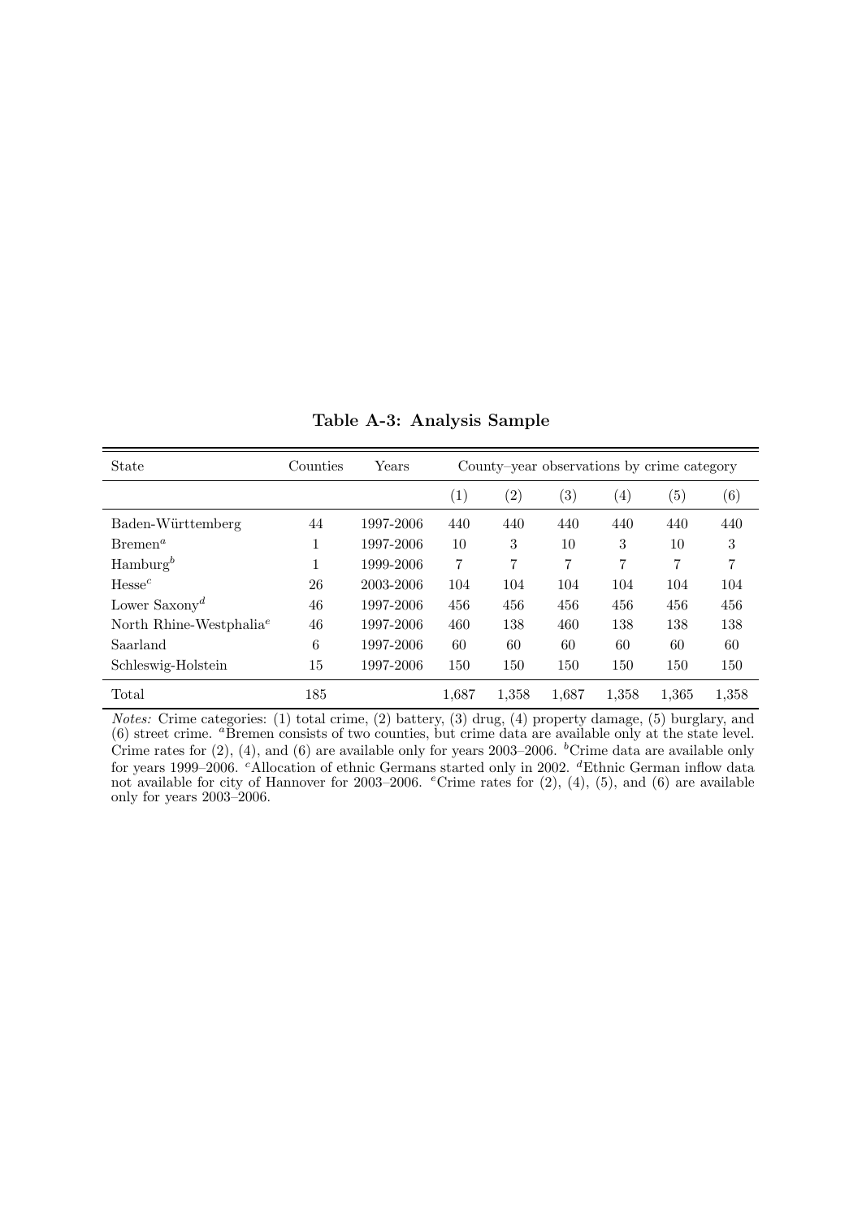**Table A-3: Analysis Sample**

| State | Counties | Years | County–year observations by crime category | | | | | |
|---|---|---|---|---|---|---|---|---|
| | | | (1) | (2) | (3) | (4) | (5) | (6) |
| Baden-Württemberg | 44 | 1997-2006 | 440 | 440 | 440 | 440 | 440 | 440 |
| Bremen[a] | 1 | 1997-2006 | 10 | 3 | 10 | 3 | 10 | 3 |
| Hamburg[b] | 1 | 1999-2006 | 7 | 7 | 7 | 7 | 7 | 7 |
| Hesse[c] | 26 | 2003-2006 | 104 | 104 | 104 | 104 | 104 | 104 |
| Lower Saxony[d] | 46 | 1997-2006 | 456 | 456 | 456 | 456 | 456 | 456 |
| North Rhine-Westphalia[e] | 46 | 1997-2006 | 460 | 138 | 460 | 138 | 138 | 138 |
| Saarland | 6 | 1997-2006 | 60 | 60 | 60 | 60 | 60 | 60 |
| Schleswig-Holstein | 15 | 1997-2006 | 150 | 150 | 150 | 150 | 150 | 150 |
| Total | 185 | | 1,687 | 1,358 | 1,687 | 1,358 | 1,365 | 1,358 |

*Notes:* Crime categories: (1) total crime, (2) battery, (3) drug, (4) property damage, (5) burglary, and (6) street crime. [a]Bremen consists of two counties, but crime data are available only at the state level. Crime rates for (2), (4), and (6) are available only for years 2003–2006. [b]Crime data are available only for years 1999–2006. [c]Allocation of ethnic Germans started only in 2002. [d]Ethnic German inflow data not available for city of Hannover for 2003–2006. [e]Crime rates for (2), (4), (5), and (6) are available only for years 2003–2006.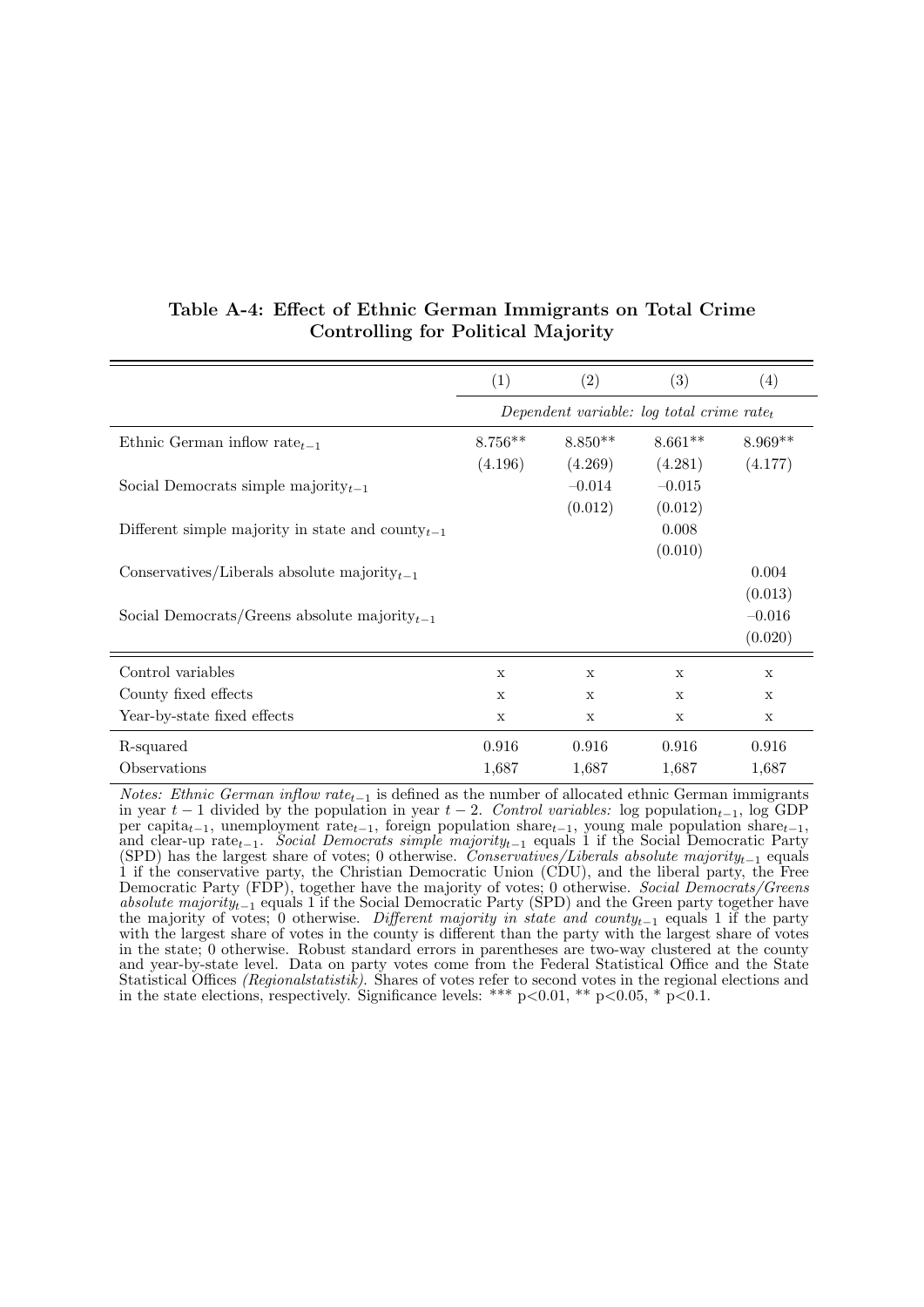**Table A-4: Effect of Ethnic German Immigrants on Total Crime Controlling for Political Majority**

| | (1) | (2) | (3) | (4) |
|---|---|---|---|---|
| | *Dependent variable: log total crime rate$_t$* | | | |
| Ethnic German inflow rate$_{t-1}$ | 8.756** | 8.850** | 8.661** | 8.969** |
| | (4.196) | (4.269) | (4.281) | (4.177) |
| Social Democrats simple majority$_{t-1}$ | | −0.014 | −0.015 | |
| | | (0.012) | (0.012) | |
| Different simple majority in state and county$_{t-1}$ | | | 0.008 | |
| | | | (0.010) | |
| Conservatives/Liberals absolute majority$_{t-1}$ | | | | 0.004 |
| | | | | (0.013) |
| Social Democrats/Greens absolute majority$_{t-1}$ | | | | −0.016 |
| | | | | (0.020) |
| Control variables | x | x | x | x |
| County fixed effects | x | x | x | x |
| Year-by-state fixed effects | x | x | x | x |
| R-squared | 0.916 | 0.916 | 0.916 | 0.916 |
| Observations | 1,687 | 1,687 | 1,687 | 1,687 |

*Notes: Ethnic German inflow rate$_{t-1}$* is defined as the number of allocated ethnic German immigrants in year $t-1$ divided by the population in year $t-2$. *Control variables:* log population$_{t-1}$, log GDP per capita$_{t-1}$, unemployment rate$_{t-1}$, foreign population share$_{t-1}$, young male population share$_{t-1}$, and clear-up rate$_{t-1}$. *Social Democrats simple majority$_{t-1}$* equals 1 if the Social Democratic Party (SPD) has the largest share of votes; 0 otherwise. *Conservatives/Liberals absolute majority$_{t-1}$* equals 1 if the conservative party, the Christian Democratic Union (CDU), and the liberal party, the Free Democratic Party (FDP), together have the majority of votes; 0 otherwise. *Social Democrats/Greens absolute majority$_{t-1}$* equals 1 if the Social Democratic Party (SPD) and the Green party together have the majority of votes; 0 otherwise. *Different majority in state and county$_{t-1}$* equals 1 if the party with the largest share of votes in the county is different than the party with the largest share of votes in the state; 0 otherwise. Robust standard errors in parentheses are two-way clustered at the county and year-by-state level. Data on party votes come from the Federal Statistical Office and the State Statistical Offices *(Regionalstatistik)*. Shares of votes refer to second votes in the regional elections and in the state elections, respectively. Significance levels: *** p<0.01, ** p<0.05, * p<0.1.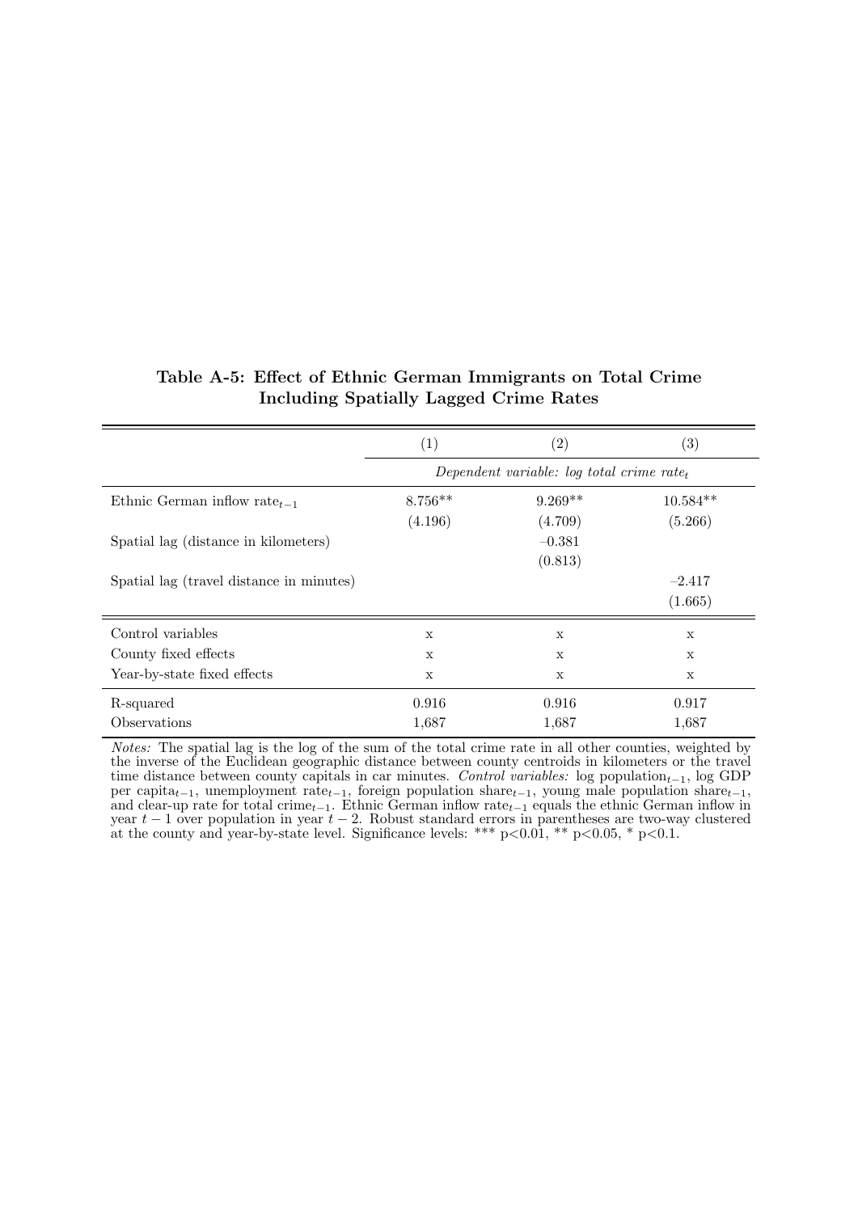**Table A-5: Effect of Ethnic German Immigrants on Total Crime Including Spatially Lagged Crime Rates**

| | (1) | (2) | (3) |
|---|---|---|---|
| | *Dependent variable: log total crime rate$_t$* | | |
| Ethnic German inflow rate$_{t-1}$ | 8.756** | 9.269** | 10.584** |
| | (4.196) | (4.709) | (5.266) |
| Spatial lag (distance in kilometers) | | –0.381 | |
| | | (0.813) | |
| Spatial lag (travel distance in minutes) | | | –2.417 |
| | | | (1.665) |
| Control variables | x | x | x |
| County fixed effects | x | x | x |
| Year-by-state fixed effects | x | x | x |
| R-squared | 0.916 | 0.916 | 0.917 |
| Observations | 1,687 | 1,687 | 1,687 |

*Notes:* The spatial lag is the log of the sum of the total crime rate in all other counties, weighted by the inverse of the Euclidean geographic distance between county centroids in kilometers or the travel time distance between county capitals in car minutes. *Control variables:* log population$_{t-1}$, log GDP per capita$_{t-1}$, unemployment rate$_{t-1}$, foreign population share$_{t-1}$, young male population share$_{t-1}$, and clear-up rate for total crime$_{t-1}$. Ethnic German inflow rate$_{t-1}$ equals the ethnic German inflow in year $t-1$ over population in year $t-2$. Robust standard errors in parentheses are two-way clustered at the county and year-by-state level. Significance levels: *** p<0.01, ** p<0.05, * p<0.1.